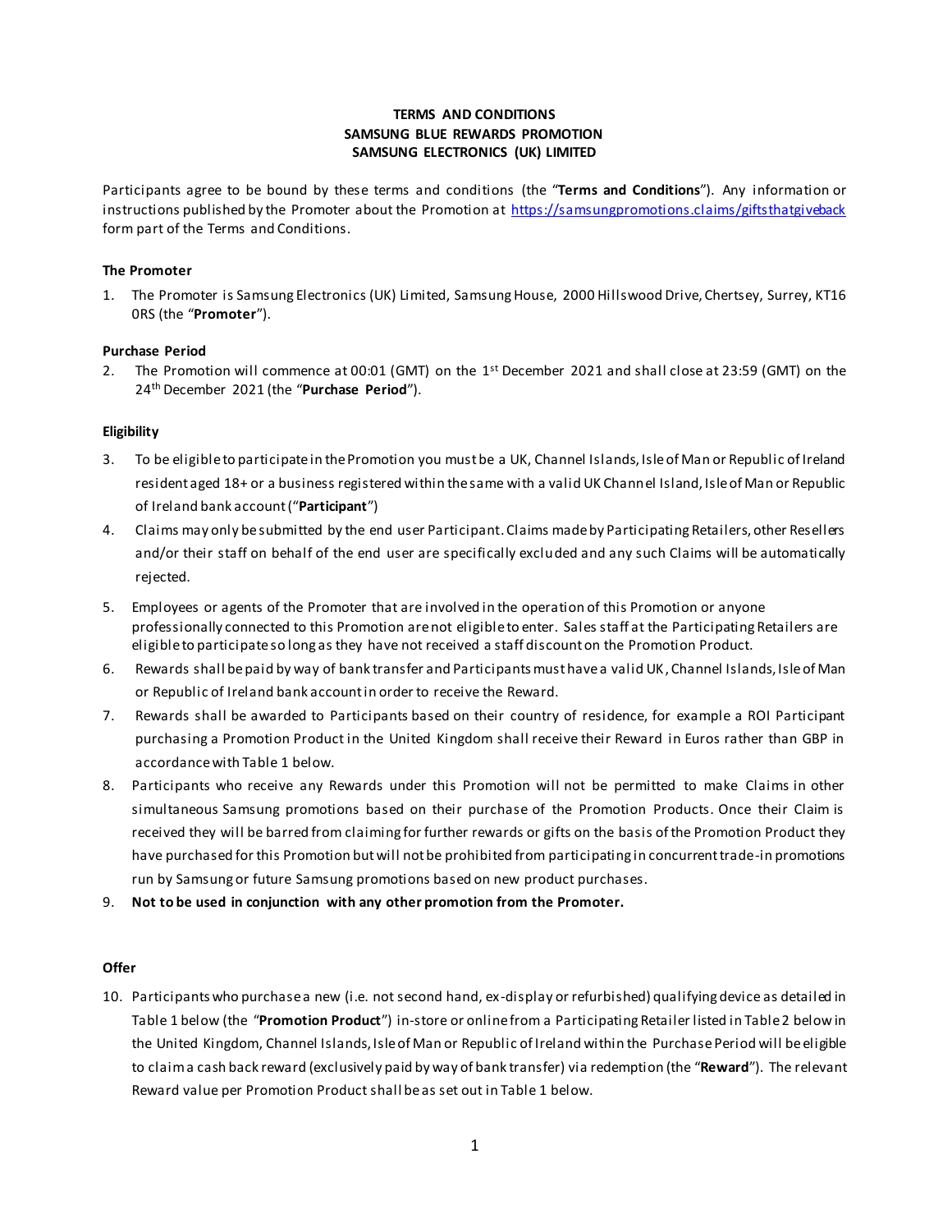# TERMS AND CONDITIONS
# SAMSUNG BLUE REWARDS PROMOTION
# SAMSUNG ELECTRONICS (UK) LIMITED

Participants agree to be bound by these terms and conditions (the "**Terms and Conditions**"). Any information or instructions published by the Promoter about the Promotion at https://samsungpromotions.claims/giftsthatgiveback form part of the Terms and Conditions.

### The Promoter

1. The Promoter is Samsung Electronics (UK) Limited, Samsung House, 2000 Hillswood Drive, Chertsey, Surrey, KT16 0RS (the "**Promoter**").

### Purchase Period

2. The Promotion will commence at 00:01 (GMT) on the 1st December 2021 and shall close at 23:59 (GMT) on the 24th December 2021 (the "**Purchase Period**").

### Eligibility

3. To be eligible to participate in the Promotion you must be a UK, Channel Islands, Isle of Man or Republic of Ireland resident aged 18+ or a business registered within the same with a valid UK Channel Island, Isle of Man or Republic of Ireland bank account ("**Participant**")
4. Claims may only be submitted by the end user Participant. Claims made by Participating Retailers, other Resellers and/or their staff on behalf of the end user are specifically excluded and any such Claims will be automatically rejected.
5. Employees or agents of the Promoter that are involved in the operation of this Promotion or anyone professionally connected to this Promotion are not eligible to enter. Sales staff at the Participating Retailers are eligible to participate so long as they have not received a staff discount on the Promotion Product.
6. Rewards shall be paid by way of bank transfer and Participants must have a valid UK, Channel Islands, Isle of Man or Republic of Ireland bank account in order to receive the Reward.
7. Rewards shall be awarded to Participants based on their country of residence, for example a ROI Participant purchasing a Promotion Product in the United Kingdom shall receive their Reward in Euros rather than GBP in accordance with Table 1 below.
8. Participants who receive any Rewards under this Promotion will not be permitted to make Claims in other simultaneous Samsung promotions based on their purchase of the Promotion Products. Once their Claim is received they will be barred from claiming for further rewards or gifts on the basis of the Promotion Product they have purchased for this Promotion but will not be prohibited from participating in concurrent trade-in promotions run by Samsung or future Samsung promotions based on new product purchases.
9. **Not to be used in conjunction with any other promotion from the Promoter.**

### Offer

10. Participants who purchase a new (i.e. not second hand, ex-display or refurbished) qualifying device as detailed in Table 1 below (the "**Promotion Product**") in-store or online from a Participating Retailer listed in Table 2 below in the United Kingdom, Channel Islands, Isle of Man or Republic of Ireland within the Purchase Period will be eligible to claim a cash back reward (exclusively paid by way of bank transfer) via redemption (the "**Reward**"). The relevant Reward value per Promotion Product shall be as set out in Table 1 below.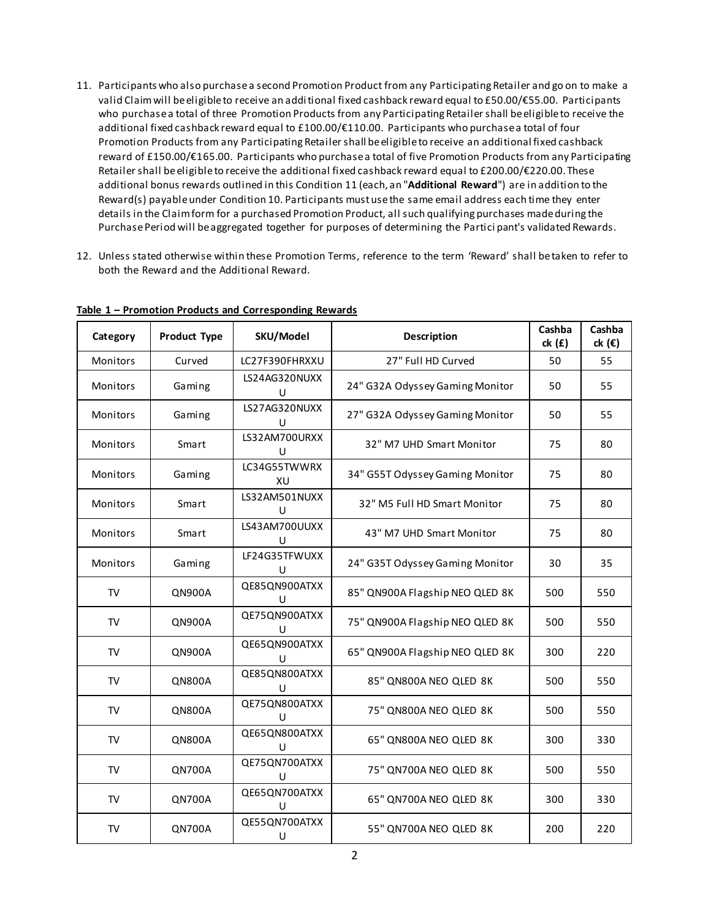11. Participants who also purchase a second Promotion Product from any Participating Retailer and go on to make a valid Claim will be eligible to receive an additional fixed cashback reward equal to £50.00/€55.00. Participants who purchase a total of three Promotion Products from any Participating Retailer shall be eligible to receive the additional fixed cashback reward equal to £100.00/€110.00. Participants who purchase a total of four Promotion Products from any Participating Retailer shall be eligible to receive an additional fixed cashback reward of £150.00/€165.00. Participants who purchase a total of five Promotion Products from any Participating Retailer shall be eligible to receive the additional fixed cashback reward equal to £200.00/€220.00. These additional bonus rewards outlined in this Condition 11 (each, an "**Additional Reward**") are in addition to the Reward(s) payable under Condition 10. Participants must use the same email address each time they enter details in the Claim form for a purchased Promotion Product, all such qualifying purchases made during the Purchase Period will be aggregated together for purposes of determining the Participant's validated Rewards.

12. Unless stated otherwise within these Promotion Terms, reference to the term 'Reward' shall be taken to refer to both the Reward and the Additional Reward.

**Table 1 – Promotion Products and Corresponding Rewards**

| Category | Product Type | SKU/Model | Description | Cashback (£) | Cashback (€) |
|---|---|---|---|---|---|
| Monitors | Curved | LC27F390FHRXXU | 27" Full HD Curved | 50 | 55 |
| Monitors | Gaming | LS24AG320NUXXU | 24" G32A Odyssey Gaming Monitor | 50 | 55 |
| Monitors | Gaming | LS27AG320NUXXU | 27" G32A Odyssey Gaming Monitor | 50 | 55 |
| Monitors | Smart | LS32AM700URXXU | 32" M7 UHD Smart Monitor | 75 | 80 |
| Monitors | Gaming | LC34G55TWWRXXU | 34" G55T Odyssey Gaming Monitor | 75 | 80 |
| Monitors | Smart | LS32AM501NUXXU | 32" M5 Full HD Smart Monitor | 75 | 80 |
| Monitors | Smart | LS43AM700UUXXU | 43" M7 UHD Smart Monitor | 75 | 80 |
| Monitors | Gaming | LF24G35TFWUXXU | 24" G35T Odyssey Gaming Monitor | 30 | 35 |
| TV | QN900A | QE85QN900ATXXU | 85" QN900A Flagship NEO QLED 8K | 500 | 550 |
| TV | QN900A | QE75QN900ATXXU | 75" QN900A Flagship NEO QLED 8K | 500 | 550 |
| TV | QN900A | QE65QN900ATXXU | 65" QN900A Flagship NEO QLED 8K | 300 | 220 |
| TV | QN800A | QE85QN800ATXXU | 85" QN800A NEO QLED 8K | 500 | 550 |
| TV | QN800A | QE75QN800ATXXU | 75" QN800A NEO QLED 8K | 500 | 550 |
| TV | QN800A | QE65QN800ATXXU | 65" QN800A NEO QLED 8K | 300 | 330 |
| TV | QN700A | QE75QN700ATXXU | 75" QN700A NEO QLED 8K | 500 | 550 |
| TV | QN700A | QE65QN700ATXXU | 65" QN700A NEO QLED 8K | 300 | 330 |
| TV | QN700A | QE55QN700ATXXU | 55" QN700A NEO QLED 8K | 200 | 220 |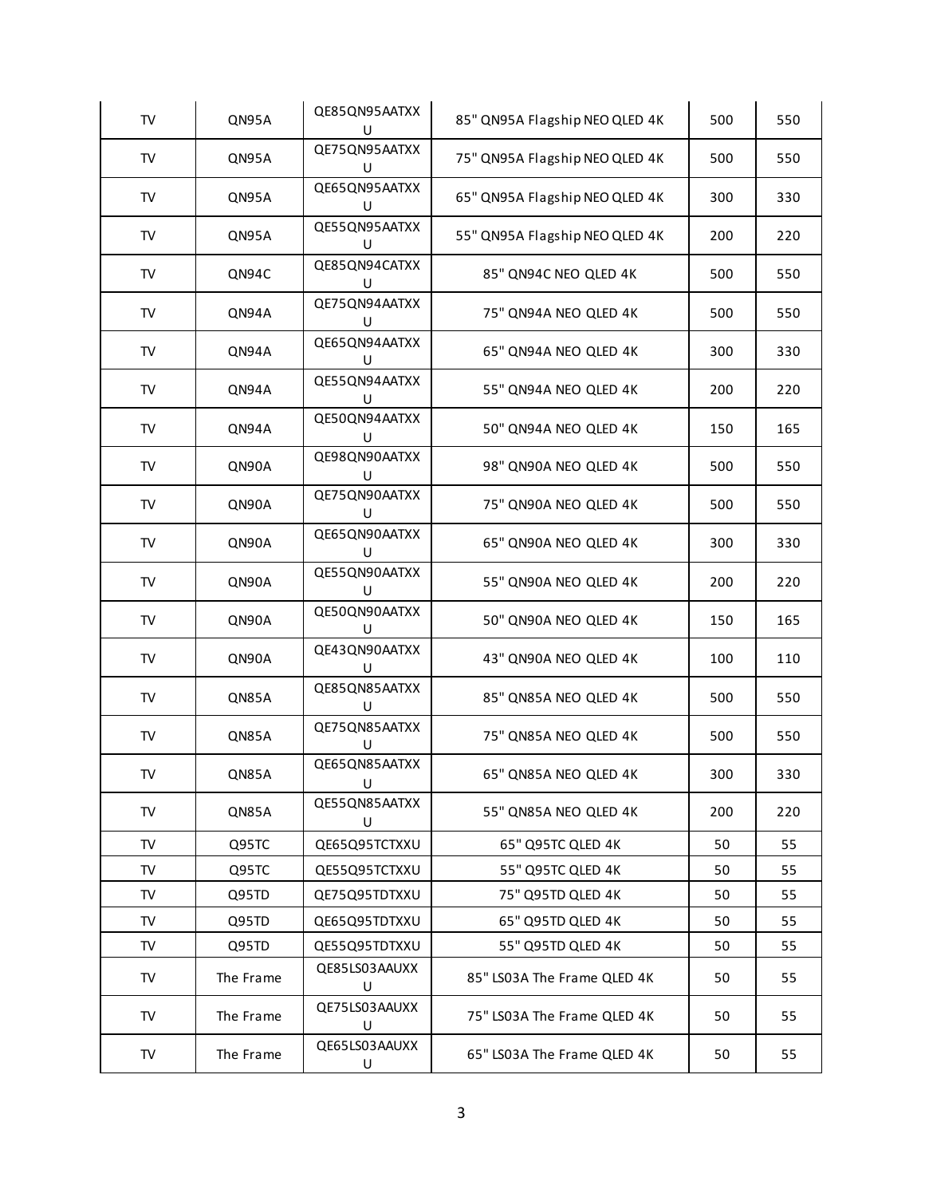| | | | | | |
|---|---|---|---|---|---|
| TV | QN95A | QE85QN95AATXXU | 85" QN95A Flagship NEO QLED 4K | 500 | 550 |
| TV | QN95A | QE75QN95AATXXU | 75" QN95A Flagship NEO QLED 4K | 500 | 550 |
| TV | QN95A | QE65QN95AATXXU | 65" QN95A Flagship NEO QLED 4K | 300 | 330 |
| TV | QN95A | QE55QN95AATXXU | 55" QN95A Flagship NEO QLED 4K | 200 | 220 |
| TV | QN94C | QE85QN94CATXXU | 85" QN94C NEO QLED 4K | 500 | 550 |
| TV | QN94A | QE75QN94AATXXU | 75" QN94A NEO QLED 4K | 500 | 550 |
| TV | QN94A | QE65QN94AATXXU | 65" QN94A NEO QLED 4K | 300 | 330 |
| TV | QN94A | QE55QN94AATXXU | 55" QN94A NEO QLED 4K | 200 | 220 |
| TV | QN94A | QE50QN94AATXXU | 50" QN94A NEO QLED 4K | 150 | 165 |
| TV | QN90A | QE98QN90AATXXU | 98" QN90A NEO QLED 4K | 500 | 550 |
| TV | QN90A | QE75QN90AATXXU | 75" QN90A NEO QLED 4K | 500 | 550 |
| TV | QN90A | QE65QN90AATXXU | 65" QN90A NEO QLED 4K | 300 | 330 |
| TV | QN90A | QE55QN90AATXXU | 55" QN90A NEO QLED 4K | 200 | 220 |
| TV | QN90A | QE50QN90AATXXU | 50" QN90A NEO QLED 4K | 150 | 165 |
| TV | QN90A | QE43QN90AATXXU | 43" QN90A NEO QLED 4K | 100 | 110 |
| TV | QN85A | QE85QN85AATXXU | 85" QN85A NEO QLED 4K | 500 | 550 |
| TV | QN85A | QE75QN85AATXXU | 75" QN85A NEO QLED 4K | 500 | 550 |
| TV | QN85A | QE65QN85AATXXU | 65" QN85A NEO QLED 4K | 300 | 330 |
| TV | QN85A | QE55QN85AATXXU | 55" QN85A NEO QLED 4K | 200 | 220 |
| TV | Q95TC | QE65Q95TCTXXU | 65" Q95TC QLED 4K | 50 | 55 |
| TV | Q95TC | QE55Q95TCTXXU | 55" Q95TC QLED 4K | 50 | 55 |
| TV | Q95TD | QE75Q95TDTXXU | 75" Q95TD QLED 4K | 50 | 55 |
| TV | Q95TD | QE65Q95TDTXXU | 65" Q95TD QLED 4K | 50 | 55 |
| TV | Q95TD | QE55Q95TDTXXU | 55" Q95TD QLED 4K | 50 | 55 |
| TV | The Frame | QE85LS03AAUXXU | 85" LS03A The Frame QLED 4K | 50 | 55 |
| TV | The Frame | QE75LS03AAUXXU | 75" LS03A The Frame QLED 4K | 50 | 55 |
| TV | The Frame | QE65LS03AAUXXU | 65" LS03A The Frame QLED 4K | 50 | 55 |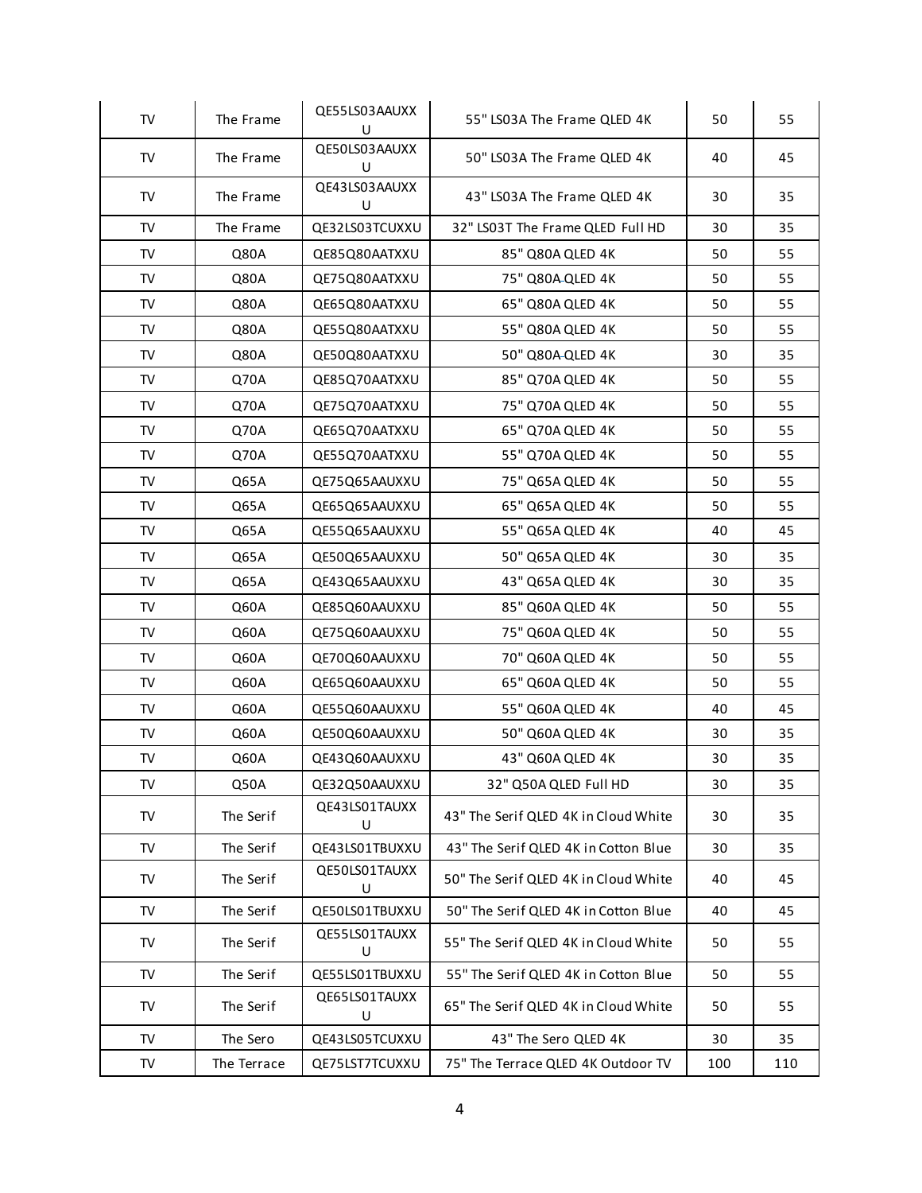| TV | The Frame | QE55LS03AAUXXU | 55" LS03A The Frame QLED 4K | 50 | 55 |
|---|---|---|---|---|---|
| TV | The Frame | QE50LS03AAUXXU | 50" LS03A The Frame QLED 4K | 40 | 45 |
| TV | The Frame | QE43LS03AAUXXU | 43" LS03A The Frame QLED 4K | 30 | 35 |
| TV | The Frame | QE32LS03TCUXXU | 32" LS03T The Frame QLED Full HD | 30 | 35 |
| TV | Q80A | QE85Q80AATXXU | 85" Q80A QLED 4K | 50 | 55 |
| TV | Q80A | QE75Q80AATXXU | 75" Q80A QLED 4K | 50 | 55 |
| TV | Q80A | QE65Q80AATXXU | 65" Q80A QLED 4K | 50 | 55 |
| TV | Q80A | QE55Q80AATXXU | 55" Q80A QLED 4K | 50 | 55 |
| TV | Q80A | QE50Q80AATXXU | 50" Q80A QLED 4K | 30 | 35 |
| TV | Q70A | QE85Q70AATXXU | 85" Q70A QLED 4K | 50 | 55 |
| TV | Q70A | QE75Q70AATXXU | 75" Q70A QLED 4K | 50 | 55 |
| TV | Q70A | QE65Q70AATXXU | 65" Q70A QLED 4K | 50 | 55 |
| TV | Q70A | QE55Q70AATXXU | 55" Q70A QLED 4K | 50 | 55 |
| TV | Q65A | QE75Q65AAUXXU | 75" Q65A QLED 4K | 50 | 55 |
| TV | Q65A | QE65Q65AAUXXU | 65" Q65A QLED 4K | 50 | 55 |
| TV | Q65A | QE55Q65AAUXXU | 55" Q65A QLED 4K | 40 | 45 |
| TV | Q65A | QE50Q65AAUXXU | 50" Q65A QLED 4K | 30 | 35 |
| TV | Q65A | QE43Q65AAUXXU | 43" Q65A QLED 4K | 30 | 35 |
| TV | Q60A | QE85Q60AAUXXU | 85" Q60A QLED 4K | 50 | 55 |
| TV | Q60A | QE75Q60AAUXXU | 75" Q60A QLED 4K | 50 | 55 |
| TV | Q60A | QE70Q60AAUXXU | 70" Q60A QLED 4K | 50 | 55 |
| TV | Q60A | QE65Q60AAUXXU | 65" Q60A QLED 4K | 50 | 55 |
| TV | Q60A | QE55Q60AAUXXU | 55" Q60A QLED 4K | 40 | 45 |
| TV | Q60A | QE50Q60AAUXXU | 50" Q60A QLED 4K | 30 | 35 |
| TV | Q60A | QE43Q60AAUXXU | 43" Q60A QLED 4K | 30 | 35 |
| TV | Q50A | QE32Q50AAUXXU | 32" Q50A QLED Full HD | 30 | 35 |
| TV | The Serif | QE43LS01TAUXXU | 43" The Serif QLED 4K in Cloud White | 30 | 35 |
| TV | The Serif | QE43LS01TBUXXU | 43" The Serif QLED 4K in Cotton Blue | 30 | 35 |
| TV | The Serif | QE50LS01TAUXXU | 50" The Serif QLED 4K in Cloud White | 40 | 45 |
| TV | The Serif | QE50LS01TBUXXU | 50" The Serif QLED 4K in Cotton Blue | 40 | 45 |
| TV | The Serif | QE55LS01TAUXXU | 55" The Serif QLED 4K in Cloud White | 50 | 55 |
| TV | The Serif | QE55LS01TBUXXU | 55" The Serif QLED 4K in Cotton Blue | 50 | 55 |
| TV | The Serif | QE65LS01TAUXXU | 65" The Serif QLED 4K in Cloud White | 50 | 55 |
| TV | The Sero | QE43LS05TCUXXU | 43" The Sero QLED 4K | 30 | 35 |
| TV | The Terrace | QE75LST7TCUXXU | 75" The Terrace QLED 4K Outdoor TV | 100 | 110 |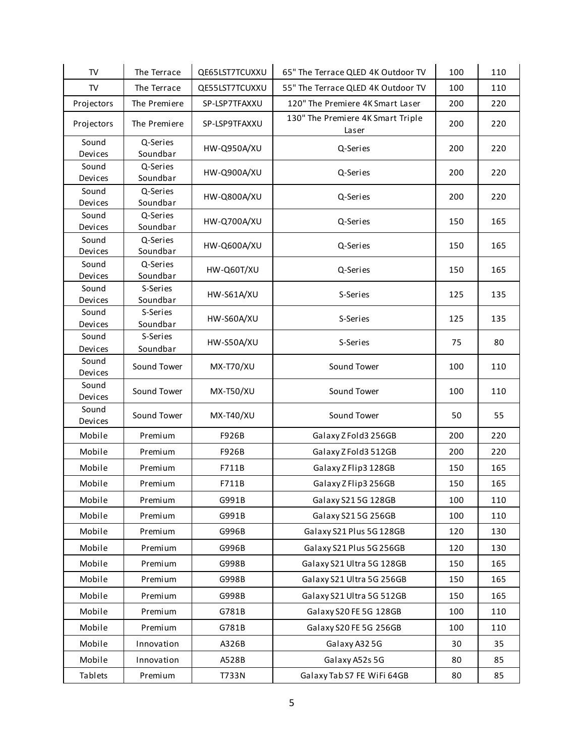| TV | The Terrace | QE65LST7TCUXXU | 65" The Terrace QLED 4K Outdoor TV | 100 | 110 |
|---|---|---|---|---|---|
| TV | The Terrace | QE55LST7TCUXXU | 55" The Terrace QLED 4K Outdoor TV | 100 | 110 |
| Projectors | The Premiere | SP-LSP7TFAXXU | 120" The Premiere 4K Smart Laser | 200 | 220 |
| Projectors | The Premiere | SP-LSP9TFAXXU | 130" The Premiere 4K Smart Triple Laser | 200 | 220 |
| Sound Devices | Q-Series Soundbar | HW-Q950A/XU | Q-Series | 200 | 220 |
| Sound Devices | Q-Series Soundbar | HW-Q900A/XU | Q-Series | 200 | 220 |
| Sound Devices | Q-Series Soundbar | HW-Q800A/XU | Q-Series | 200 | 220 |
| Sound Devices | Q-Series Soundbar | HW-Q700A/XU | Q-Series | 150 | 165 |
| Sound Devices | Q-Series Soundbar | HW-Q600A/XU | Q-Series | 150 | 165 |
| Sound Devices | Q-Series Soundbar | HW-Q60T/XU | Q-Series | 150 | 165 |
| Sound Devices | S-Series Soundbar | HW-S61A/XU | S-Series | 125 | 135 |
| Sound Devices | S-Series Soundbar | HW-S60A/XU | S-Series | 125 | 135 |
| Sound Devices | S-Series Soundbar | HW-S50A/XU | S-Series | 75 | 80 |
| Sound Devices | Sound Tower | MX-T70/XU | Sound Tower | 100 | 110 |
| Sound Devices | Sound Tower | MX-T50/XU | Sound Tower | 100 | 110 |
| Sound Devices | Sound Tower | MX-T40/XU | Sound Tower | 50 | 55 |
| Mobile | Premium | F926B | Galaxy Z Fold3 256GB | 200 | 220 |
| Mobile | Premium | F926B | Galaxy Z Fold3 512GB | 200 | 220 |
| Mobile | Premium | F711B | Galaxy Z Flip3 128GB | 150 | 165 |
| Mobile | Premium | F711B | Galaxy Z Flip3 256GB | 150 | 165 |
| Mobile | Premium | G991B | Galaxy S21 5G 128GB | 100 | 110 |
| Mobile | Premium | G991B | Galaxy S21 5G 256GB | 100 | 110 |
| Mobile | Premium | G996B | Galaxy S21 Plus 5G 128GB | 120 | 130 |
| Mobile | Premium | G996B | Galaxy S21 Plus 5G 256GB | 120 | 130 |
| Mobile | Premium | G998B | Galaxy S21 Ultra 5G 128GB | 150 | 165 |
| Mobile | Premium | G998B | Galaxy S21 Ultra 5G 256GB | 150 | 165 |
| Mobile | Premium | G998B | Galaxy S21 Ultra 5G 512GB | 150 | 165 |
| Mobile | Premium | G781B | Galaxy S20 FE 5G 128GB | 100 | 110 |
| Mobile | Premium | G781B | Galaxy S20 FE 5G 256GB | 100 | 110 |
| Mobile | Innovation | A326B | Galaxy A32 5G | 30 | 35 |
| Mobile | Innovation | A528B | Galaxy A52s 5G | 80 | 85 |
| Tablets | Premium | T733N | Galaxy Tab S7 FE WiFi 64GB | 80 | 85 |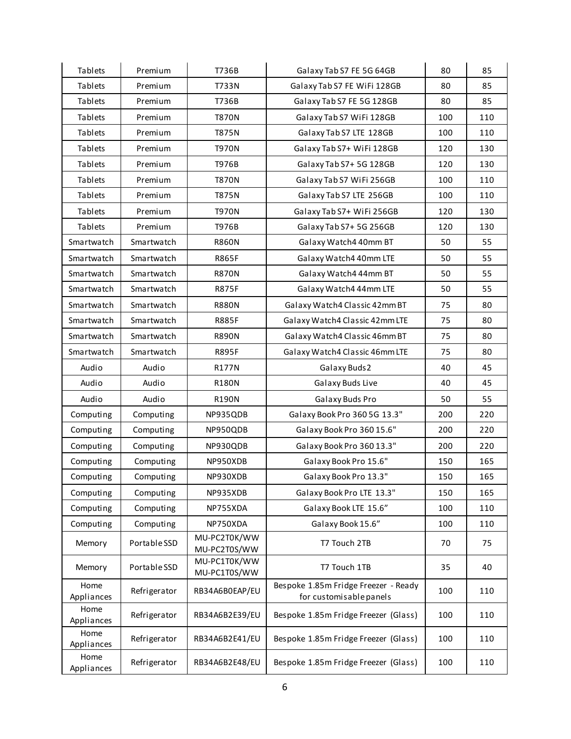| Tablets | Premium | T736B | Galaxy Tab S7 FE 5G 64GB | 80 | 85 |
|---|---|---|---|---|---|
| Tablets | Premium | T733N | Galaxy Tab S7 FE WiFi 128GB | 80 | 85 |
| Tablets | Premium | T736B | Galaxy Tab S7 FE 5G 128GB | 80 | 85 |
| Tablets | Premium | T870N | Galaxy Tab S7 WiFi 128GB | 100 | 110 |
| Tablets | Premium | T875N | Galaxy Tab S7 LTE 128GB | 100 | 110 |
| Tablets | Premium | T970N | Galaxy Tab S7+ WiFi 128GB | 120 | 130 |
| Tablets | Premium | T976B | Galaxy Tab S7+ 5G 128GB | 120 | 130 |
| Tablets | Premium | T870N | Galaxy Tab S7 WiFi 256GB | 100 | 110 |
| Tablets | Premium | T875N | Galaxy Tab S7 LTE 256GB | 100 | 110 |
| Tablets | Premium | T970N | Galaxy Tab S7+ WiFi 256GB | 120 | 130 |
| Tablets | Premium | T976B | Galaxy Tab S7+ 5G 256GB | 120 | 130 |
| Smartwatch | Smartwatch | R860N | Galaxy Watch4 40mm BT | 50 | 55 |
| Smartwatch | Smartwatch | R865F | Galaxy Watch4 40mm LTE | 50 | 55 |
| Smartwatch | Smartwatch | R870N | Galaxy Watch4 44mm BT | 50 | 55 |
| Smartwatch | Smartwatch | R875F | Galaxy Watch4 44mm LTE | 50 | 55 |
| Smartwatch | Smartwatch | R880N | Galaxy Watch4 Classic 42mm BT | 75 | 80 |
| Smartwatch | Smartwatch | R885F | Galaxy Watch4 Classic 42mm LTE | 75 | 80 |
| Smartwatch | Smartwatch | R890N | Galaxy Watch4 Classic 46mm BT | 75 | 80 |
| Smartwatch | Smartwatch | R895F | Galaxy Watch4 Classic 46mm LTE | 75 | 80 |
| Audio | Audio | R177N | Galaxy Buds2 | 40 | 45 |
| Audio | Audio | R180N | Galaxy Buds Live | 40 | 45 |
| Audio | Audio | R190N | Galaxy Buds Pro | 50 | 55 |
| Computing | Computing | NP935QDB | Galaxy Book Pro 360 5G 13.3" | 200 | 220 |
| Computing | Computing | NP950QDB | Galaxy Book Pro 360 15.6" | 200 | 220 |
| Computing | Computing | NP930QDB | Galaxy Book Pro 360 13.3" | 200 | 220 |
| Computing | Computing | NP950XDB | Galaxy Book Pro 15.6" | 150 | 165 |
| Computing | Computing | NP930XDB | Galaxy Book Pro 13.3" | 150 | 165 |
| Computing | Computing | NP935XDB | Galaxy Book Pro LTE 13.3" | 150 | 165 |
| Computing | Computing | NP755XDA | Galaxy Book LTE 15.6” | 100 | 110 |
| Computing | Computing | NP750XDA | Galaxy Book 15.6” | 100 | 110 |
| Memory | Portable SSD | MU-PC2T0K/WW MU-PC2T0S/WW | T7 Touch 2TB | 70 | 75 |
| Memory | Portable SSD | MU-PC1T0K/WW MU-PC1T0S/WW | T7 Touch 1TB | 35 | 40 |
| Home Appliances | Refrigerator | RB34A6B0EAP/EU | Bespoke 1.85m Fridge Freezer - Ready for customisable panels | 100 | 110 |
| Home Appliances | Refrigerator | RB34A6B2E39/EU | Bespoke 1.85m Fridge Freezer (Glass) | 100 | 110 |
| Home Appliances | Refrigerator | RB34A6B2E41/EU | Bespoke 1.85m Fridge Freezer (Glass) | 100 | 110 |
| Home Appliances | Refrigerator | RB34A6B2E48/EU | Bespoke 1.85m Fridge Freezer (Glass) | 100 | 110 |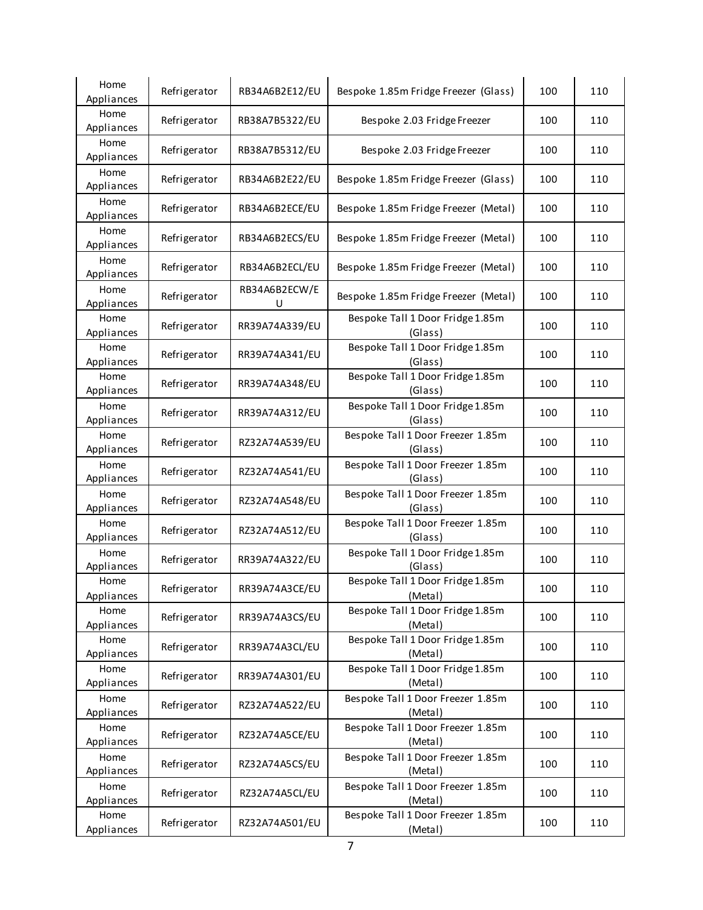| Home Appliances | Refrigerator | RB34A6B2E12/EU | Bespoke 1.85m Fridge Freezer (Glass) | 100 | 110 |
|---|---|---|---|---|---|
| Home Appliances | Refrigerator | RB38A7B5322/EU | Bespoke 2.03 Fridge Freezer | 100 | 110 |
| Home Appliances | Refrigerator | RB38A7B5312/EU | Bespoke 2.03 Fridge Freezer | 100 | 110 |
| Home Appliances | Refrigerator | RB34A6B2E22/EU | Bespoke 1.85m Fridge Freezer (Glass) | 100 | 110 |
| Home Appliances | Refrigerator | RB34A6B2ECE/EU | Bespoke 1.85m Fridge Freezer (Metal) | 100 | 110 |
| Home Appliances | Refrigerator | RB34A6B2ECS/EU | Bespoke 1.85m Fridge Freezer (Metal) | 100 | 110 |
| Home Appliances | Refrigerator | RB34A6B2ECL/EU | Bespoke 1.85m Fridge Freezer (Metal) | 100 | 110 |
| Home Appliances | Refrigerator | RB34A6B2ECW/EU | Bespoke 1.85m Fridge Freezer (Metal) | 100 | 110 |
| Home Appliances | Refrigerator | RR39A74A339/EU | Bespoke Tall 1 Door Fridge 1.85m (Glass) | 100 | 110 |
| Home Appliances | Refrigerator | RR39A74A341/EU | Bespoke Tall 1 Door Fridge 1.85m (Glass) | 100 | 110 |
| Home Appliances | Refrigerator | RR39A74A348/EU | Bespoke Tall 1 Door Fridge 1.85m (Glass) | 100 | 110 |
| Home Appliances | Refrigerator | RR39A74A312/EU | Bespoke Tall 1 Door Fridge 1.85m (Glass) | 100 | 110 |
| Home Appliances | Refrigerator | RZ32A74A539/EU | Bespoke Tall 1 Door Freezer 1.85m (Glass) | 100 | 110 |
| Home Appliances | Refrigerator | RZ32A74A541/EU | Bespoke Tall 1 Door Freezer 1.85m (Glass) | 100 | 110 |
| Home Appliances | Refrigerator | RZ32A74A548/EU | Bespoke Tall 1 Door Freezer 1.85m (Glass) | 100 | 110 |
| Home Appliances | Refrigerator | RZ32A74A512/EU | Bespoke Tall 1 Door Freezer 1.85m (Glass) | 100 | 110 |
| Home Appliances | Refrigerator | RR39A74A322/EU | Bespoke Tall 1 Door Fridge 1.85m (Glass) | 100 | 110 |
| Home Appliances | Refrigerator | RR39A74A3CE/EU | Bespoke Tall 1 Door Fridge 1.85m (Metal) | 100 | 110 |
| Home Appliances | Refrigerator | RR39A74A3CS/EU | Bespoke Tall 1 Door Fridge 1.85m (Metal) | 100 | 110 |
| Home Appliances | Refrigerator | RR39A74A3CL/EU | Bespoke Tall 1 Door Fridge 1.85m (Metal) | 100 | 110 |
| Home Appliances | Refrigerator | RR39A74A301/EU | Bespoke Tall 1 Door Fridge 1.85m (Metal) | 100 | 110 |
| Home Appliances | Refrigerator | RZ32A74A522/EU | Bespoke Tall 1 Door Freezer 1.85m (Metal) | 100 | 110 |
| Home Appliances | Refrigerator | RZ32A74A5CE/EU | Bespoke Tall 1 Door Freezer 1.85m (Metal) | 100 | 110 |
| Home Appliances | Refrigerator | RZ32A74A5CS/EU | Bespoke Tall 1 Door Freezer 1.85m (Metal) | 100 | 110 |
| Home Appliances | Refrigerator | RZ32A74A5CL/EU | Bespoke Tall 1 Door Freezer 1.85m (Metal) | 100 | 110 |
| Home Appliances | Refrigerator | RZ32A74A501/EU | Bespoke Tall 1 Door Freezer 1.85m (Metal) | 100 | 110 |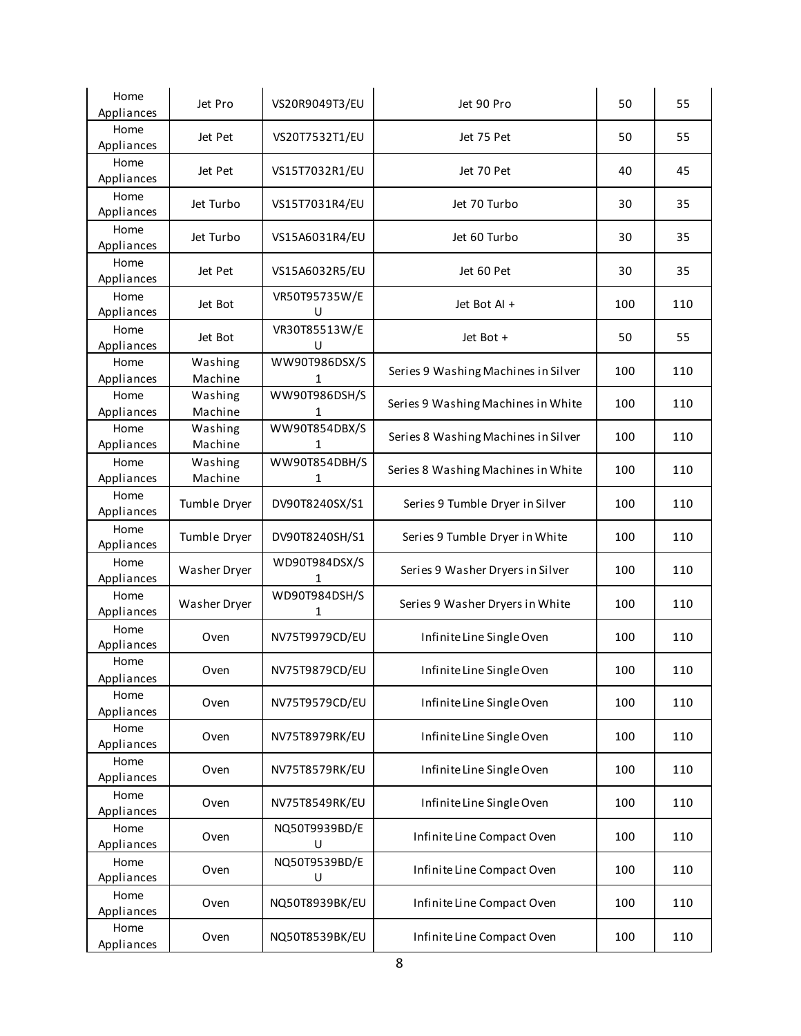| | | | | | |
|---|---|---|---|---|---|
| Home Appliances | Jet Pro | VS20R9049T3/EU | Jet 90 Pro | 50 | 55 |
| Home Appliances | Jet Pet | VS20T7532T1/EU | Jet 75 Pet | 50 | 55 |
| Home Appliances | Jet Pet | VS15T7032R1/EU | Jet 70 Pet | 40 | 45 |
| Home Appliances | Jet Turbo | VS15T7031R4/EU | Jet 70 Turbo | 30 | 35 |
| Home Appliances | Jet Turbo | VS15A6031R4/EU | Jet 60 Turbo | 30 | 35 |
| Home Appliances | Jet Pet | VS15A6032R5/EU | Jet 60 Pet | 30 | 35 |
| Home Appliances | Jet Bot | VR50T95735W/EU | Jet Bot AI + | 100 | 110 |
| Home Appliances | Jet Bot | VR30T85513W/EU | Jet Bot + | 50 | 55 |
| Home Appliances | Washing Machine | WW90T986DSX/S1 | Series 9 Washing Machines in Silver | 100 | 110 |
| Home Appliances | Washing Machine | WW90T986DSH/S1 | Series 9 Washing Machines in White | 100 | 110 |
| Home Appliances | Washing Machine | WW90T854DBX/S1 | Series 8 Washing Machines in Silver | 100 | 110 |
| Home Appliances | Washing Machine | WW90T854DBH/S1 | Series 8 Washing Machines in White | 100 | 110 |
| Home Appliances | Tumble Dryer | DV90T8240SX/S1 | Series 9 Tumble Dryer in Silver | 100 | 110 |
| Home Appliances | Tumble Dryer | DV90T8240SH/S1 | Series 9 Tumble Dryer in White | 100 | 110 |
| Home Appliances | Washer Dryer | WD90T984DSX/S1 | Series 9 Washer Dryers in Silver | 100 | 110 |
| Home Appliances | Washer Dryer | WD90T984DSH/S1 | Series 9 Washer Dryers in White | 100 | 110 |
| Home Appliances | Oven | NV75T9979CD/EU | Infinite Line Single Oven | 100 | 110 |
| Home Appliances | Oven | NV75T9879CD/EU | Infinite Line Single Oven | 100 | 110 |
| Home Appliances | Oven | NV75T9579CD/EU | Infinite Line Single Oven | 100 | 110 |
| Home Appliances | Oven | NV75T8979RK/EU | Infinite Line Single Oven | 100 | 110 |
| Home Appliances | Oven | NV75T8579RK/EU | Infinite Line Single Oven | 100 | 110 |
| Home Appliances | Oven | NV75T8549RK/EU | Infinite Line Single Oven | 100 | 110 |
| Home Appliances | Oven | NQ50T9939BD/EU | Infinite Line Compact Oven | 100 | 110 |
| Home Appliances | Oven | NQ50T9539BD/EU | Infinite Line Compact Oven | 100 | 110 |
| Home Appliances | Oven | NQ50T8939BK/EU | Infinite Line Compact Oven | 100 | 110 |
| Home Appliances | Oven | NQ50T8539BK/EU | Infinite Line Compact Oven | 100 | 110 |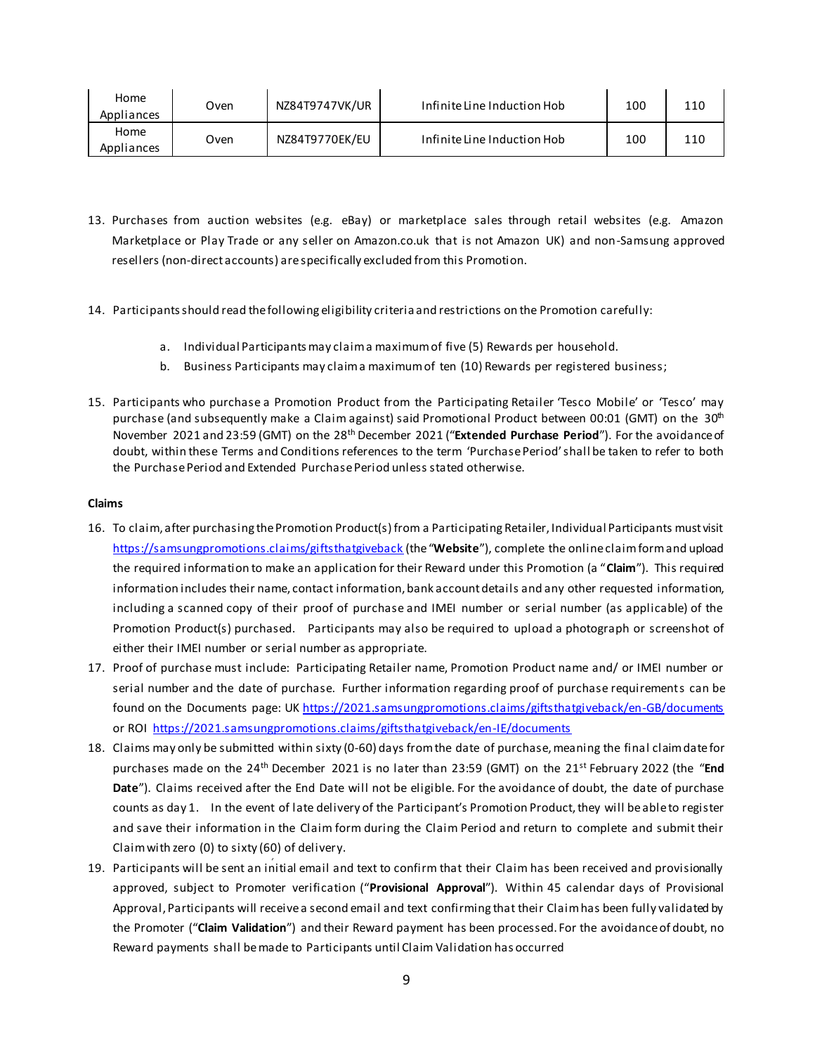| Home Appliances | Oven | NZ84T9747VK/UR | Infinite Line Induction Hob | 100 | 110 |
|---|---|---|---|---|---|
| Home Appliances | Oven | NZ84T9770EK/EU | Infinite Line Induction Hob | 100 | 110 |

13. Purchases from auction websites (e.g. eBay) or marketplace sales through retail websites (e.g. Amazon Marketplace or Play Trade or any seller on Amazon.co.uk that is not Amazon UK) and non-Samsung approved resellers (non-direct accounts) are specifically excluded from this Promotion.

14. Participants should read the following eligibility criteria and restrictions on the Promotion carefully:

    a. Individual Participants may claim a maximum of five (5) Rewards per household.
    b. Business Participants may claim a maximum of ten (10) Rewards per registered business;

15. Participants who purchase a Promotion Product from the Participating Retailer 'Tesco Mobile' or 'Tesco' may purchase (and subsequently make a Claim against) said Promotional Product between 00:01 (GMT) on the 30th November 2021 and 23:59 (GMT) on the 28th December 2021 ("**Extended Purchase Period**"). For the avoidance of doubt, within these Terms and Conditions references to the term 'Purchase Period' shall be taken to refer to both the Purchase Period and Extended Purchase Period unless stated otherwise.

**Claims**

16. To claim, after purchasing the Promotion Product(s) from a Participating Retailer, Individual Participants must visit https://samsungpromotions.claims/giftsthatgiveback (the "**Website**"), complete the online claim form and upload the required information to make an application for their Reward under this Promotion (a "**Claim**"). This required information includes their name, contact information, bank account details and any other requested information, including a scanned copy of their proof of purchase and IMEI number or serial number (as applicable) of the Promotion Product(s) purchased. Participants may also be required to upload a photograph or screenshot of either their IMEI number or serial number as appropriate.
17. Proof of purchase must include: Participating Retailer name, Promotion Product name and/ or IMEI number or serial number and the date of purchase. Further information regarding proof of purchase requirements can be found on the Documents page: UK https://2021.samsungpromotions.claims/giftsthatgiveback/en-GB/documents or ROI https://2021.samsungpromotions.claims/giftsthatgiveback/en-IE/documents
18. Claims may only be submitted within sixty (0-60) days from the date of purchase, meaning the final claim date for purchases made on the 24th December 2021 is no later than 23:59 (GMT) on the 21st February 2022 (the "**End Date**"). Claims received after the End Date will not be eligible. For the avoidance of doubt, the date of purchase counts as day 1. In the event of late delivery of the Participant's Promotion Product, they will be able to register and save their information in the Claim form during the Claim Period and return to complete and submit their Claim with zero (0) to sixty (60) of delivery.
19. Participants will be sent an initial email and text to confirm that their Claim has been received and provisionally approved, subject to Promoter verification ("**Provisional Approval**"). Within 45 calendar days of Provisional Approval, Participants will receive a second email and text confirming that their Claim has been fully validated by the Promoter ("**Claim Validation**") and their Reward payment has been processed. For the avoidance of doubt, no Reward payments shall be made to Participants until Claim Validation has occurred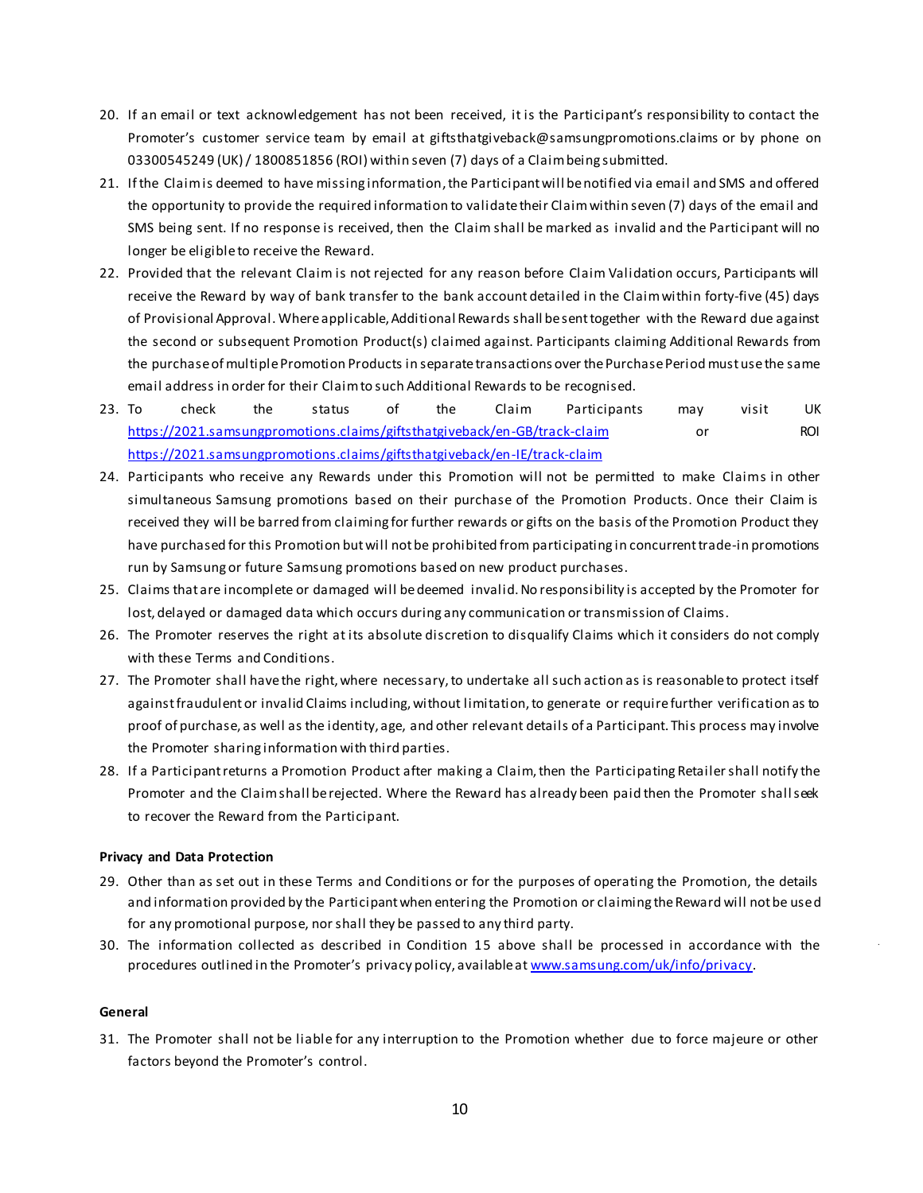20. If an email or text acknowledgement has not been received, it is the Participant's responsibility to contact the Promoter's customer service team by email at giftsthatgiveback@samsungpromotions.claims or by phone on 03300545249 (UK) / 1800851856 (ROI) within seven (7) days of a Claim being submitted.
21. If the Claim is deemed to have missing information, the Participant will be notified via email and SMS and offered the opportunity to provide the required information to validate their Claim within seven (7) days of the email and SMS being sent. If no response is received, then the Claim shall be marked as invalid and the Participant will no longer be eligible to receive the Reward.
22. Provided that the relevant Claim is not rejected for any reason before Claim Validation occurs, Participants will receive the Reward by way of bank transfer to the bank account detailed in the Claim within forty-five (45) days of Provisional Approval. Where applicable, Additional Rewards shall be sent together with the Reward due against the second or subsequent Promotion Product(s) claimed against. Participants claiming Additional Rewards from the purchase of multiple Promotion Products in separate transactions over the Purchase Period must use the same email address in order for their Claim to such Additional Rewards to be recognised.
23. To check the status of the Claim Participants may visit UK https://2021.samsungpromotions.claims/giftsthatgiveback/en-GB/track-claim or ROI https://2021.samsungpromotions.claims/giftsthatgiveback/en-IE/track-claim
24. Participants who receive any Rewards under this Promotion will not be permitted to make Claims in other simultaneous Samsung promotions based on their purchase of the Promotion Products. Once their Claim is received they will be barred from claiming for further rewards or gifts on the basis of the Promotion Product they have purchased for this Promotion but will not be prohibited from participating in concurrent trade-in promotions run by Samsung or future Samsung promotions based on new product purchases.
25. Claims that are incomplete or damaged will be deemed invalid. No responsibility is accepted by the Promoter for lost, delayed or damaged data which occurs during any communication or transmission of Claims.
26. The Promoter reserves the right at its absolute discretion to disqualify Claims which it considers do not comply with these Terms and Conditions.
27. The Promoter shall have the right, where necessary, to undertake all such action as is reasonable to protect itself against fraudulent or invalid Claims including, without limitation, to generate or require further verification as to proof of purchase, as well as the identity, age, and other relevant details of a Participant. This process may involve the Promoter sharing information with third parties.
28. If a Participant returns a Promotion Product after making a Claim, then the Participating Retailer shall notify the Promoter and the Claim shall be rejected. Where the Reward has already been paid then the Promoter shall seek to recover the Reward from the Participant.

**Privacy and Data Protection**

29. Other than as set out in these Terms and Conditions or for the purposes of operating the Promotion, the details and information provided by the Participant when entering the Promotion or claiming the Reward will not be used for any promotional purpose, nor shall they be passed to any third party.
30. The information collected as described in Condition 15 above shall be processed in accordance with the procedures outlined in the Promoter's privacy policy, available at www.samsung.com/uk/info/privacy.

**General**

31. The Promoter shall not be liable for any interruption to the Promotion whether due to force majeure or other factors beyond the Promoter's control.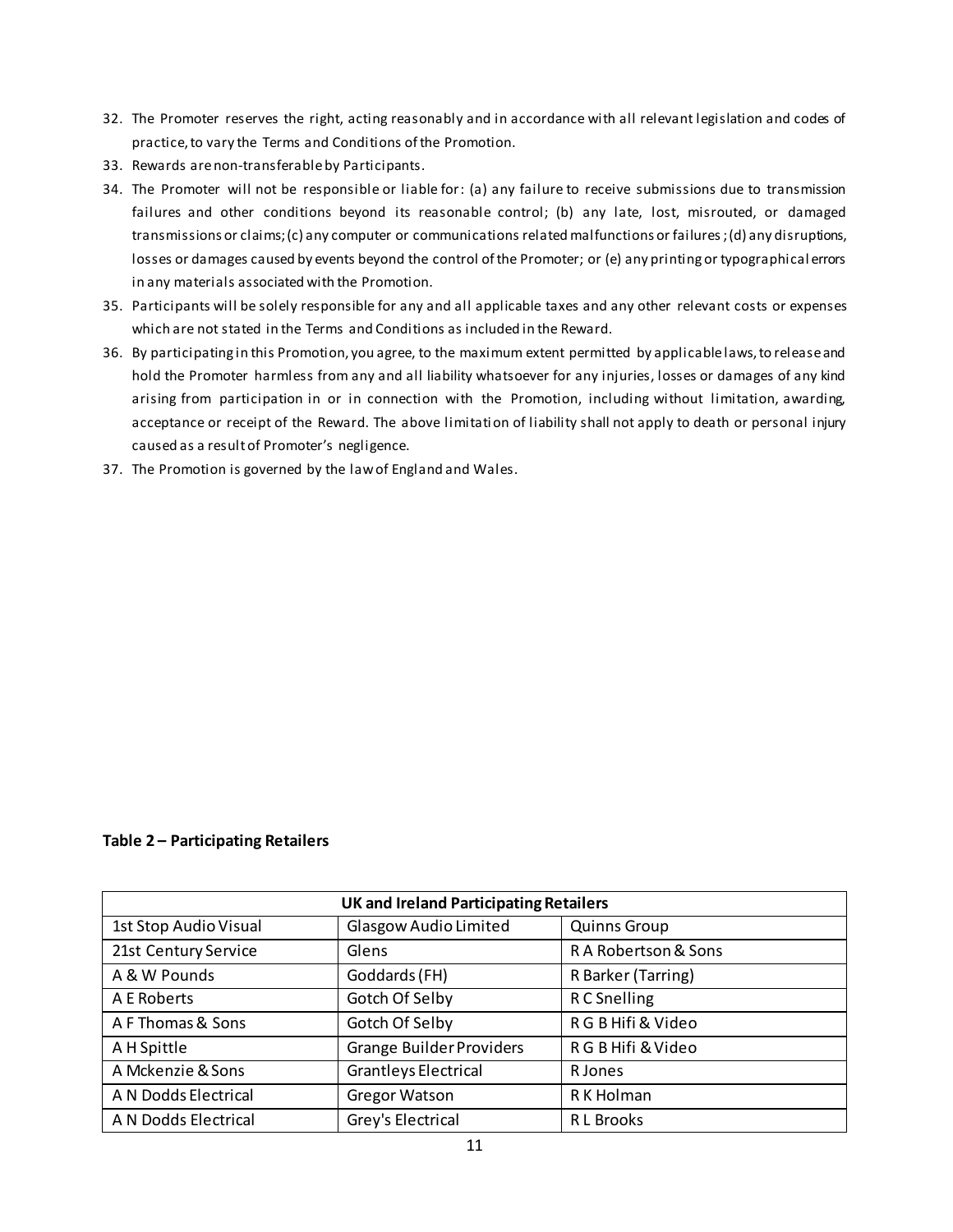32. The Promoter reserves the right, acting reasonably and in accordance with all relevant legislation and codes of practice, to vary the Terms and Conditions of the Promotion.
33. Rewards are non-transferable by Participants.
34. The Promoter will not be responsible or liable for: (a) any failure to receive submissions due to transmission failures and other conditions beyond its reasonable control; (b) any late, lost, misrouted, or damaged transmissions or claims; (c) any computer or communications related malfunctions or failures ; (d) any disruptions, losses or damages caused by events beyond the control of the Promoter; or (e) any printing or typographical errors in any materials associated with the Promotion.
35. Participants will be solely responsible for any and all applicable taxes and any other relevant costs or expenses which are not stated in the Terms and Conditions as included in the Reward.
36. By participating in this Promotion, you agree, to the maximum extent permitted by applicable laws, to release and hold the Promoter harmless from any and all liability whatsoever for any injuries, losses or damages of any kind arising from participation in or in connection with the Promotion, including without limitation, awarding, acceptance or receipt of the Reward. The above limitation of liability shall not apply to death or personal injury caused as a result of Promoter's negligence.
37. The Promotion is governed by the law of England and Wales.

**Table 2 – Participating Retailers**

| UK and Ireland Participating Retailers | | |
|---|---|---|
| 1st Stop Audio Visual | Glasgow Audio Limited | Quinns Group |
| 21st Century Service | Glens | R A Robertson & Sons |
| A & W Pounds | Goddards (FH) | R Barker (Tarring) |
| A E Roberts | Gotch Of Selby | R C Snelling |
| A F Thomas & Sons | Gotch Of Selby | R G B Hifi & Video |
| A H Spittle | Grange Builder Providers | R G B Hifi & Video |
| A Mckenzie & Sons | Grantleys Electrical | R Jones |
| A N Dodds Electrical | Gregor Watson | R K Holman |
| A N Dodds Electrical | Grey's Electrical | R L Brooks |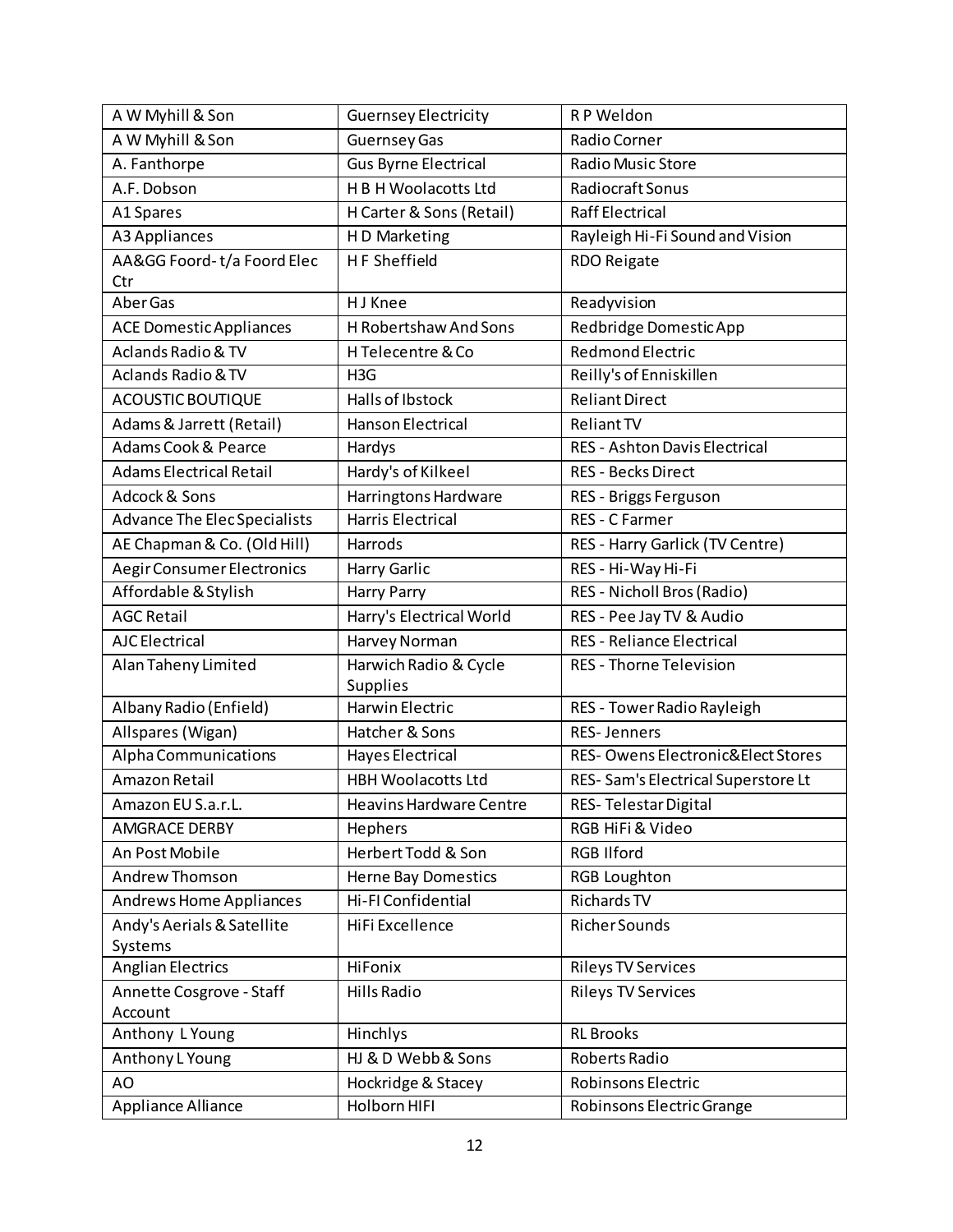| | | |
|---|---|---|
| A W Myhill & Son | Guernsey Electricity | R P Weldon |
| A W Myhill & Son | Guernsey Gas | Radio Corner |
| A. Fanthorpe | Gus Byrne Electrical | Radio Music Store |
| A.F. Dobson | H B H Woolacotts Ltd | Radiocraft Sonus |
| A1 Spares | H Carter & Sons (Retail) | Raff Electrical |
| A3 Appliances | H D Marketing | Rayleigh Hi-Fi Sound and Vision |
| AA&GG Foord- t/a Foord Elec Ctr | H F Sheffield | RDO Reigate |
| Aber Gas | H J Knee | Readyvision |
| ACE Domestic Appliances | H Robertshaw And Sons | Redbridge Domestic App |
| Aclands Radio & TV | H Telecentre & Co | Redmond Electric |
| Aclands Radio & TV | H3G | Reilly's of Enniskillen |
| ACOUSTIC BOUTIQUE | Halls of Ibstock | Reliant Direct |
| Adams & Jarrett (Retail) | Hanson Electrical | Reliant TV |
| Adams Cook & Pearce | Hardys | RES - Ashton Davis Electrical |
| Adams Electrical Retail | Hardy's of Kilkeel | RES - Becks Direct |
| Adcock & Sons | Harringtons Hardware | RES - Briggs Ferguson |
| Advance The Elec Specialists | Harris Electrical | RES - C Farmer |
| AE Chapman & Co. (Old Hill) | Harrods | RES - Harry Garlick (TV Centre) |
| Aegir Consumer Electronics | Harry Garlic | RES - Hi-Way Hi-Fi |
| Affordable & Stylish | Harry Parry | RES - Nicholl Bros (Radio) |
| AGC Retail | Harry's Electrical World | RES - Pee Jay TV & Audio |
| AJC Electrical | Harvey Norman | RES - Reliance Electrical |
| Alan Taheny Limited | Harwich Radio & Cycle Supplies | RES - Thorne Television |
| Albany Radio (Enfield) | Harwin Electric | RES - Tower Radio Rayleigh |
| Allspares (Wigan) | Hatcher & Sons | RES- Jenners |
| Alpha Communications | Hayes Electrical | RES- Owens Electronic&Elect Stores |
| Amazon Retail | HBH Woolacotts Ltd | RES- Sam's Electrical Superstore Lt |
| Amazon EU S.a.r.L. | Heavins Hardware Centre | RES- Telestar Digital |
| AMGRACE DERBY | Hephers | RGB HiFi & Video |
| An Post Mobile | Herbert Todd & Son | RGB Ilford |
| Andrew Thomson | Herne Bay Domestics | RGB Loughton |
| Andrews Home Appliances | Hi-FI Confidential | Richards TV |
| Andy's Aerials & Satellite Systems | HiFi Excellence | Richer Sounds |
| Anglian Electrics | HiFonix | Rileys TV Services |
| Annette Cosgrove - Staff Account | Hills Radio | Rileys TV Services |
| Anthony L Young | Hinchlys | RL Brooks |
| Anthony L Young | HJ & D Webb & Sons | Roberts Radio |
| AO | Hockridge & Stacey | Robinsons Electric |
| Appliance Alliance | Holborn HIFI | Robinsons Electric Grange |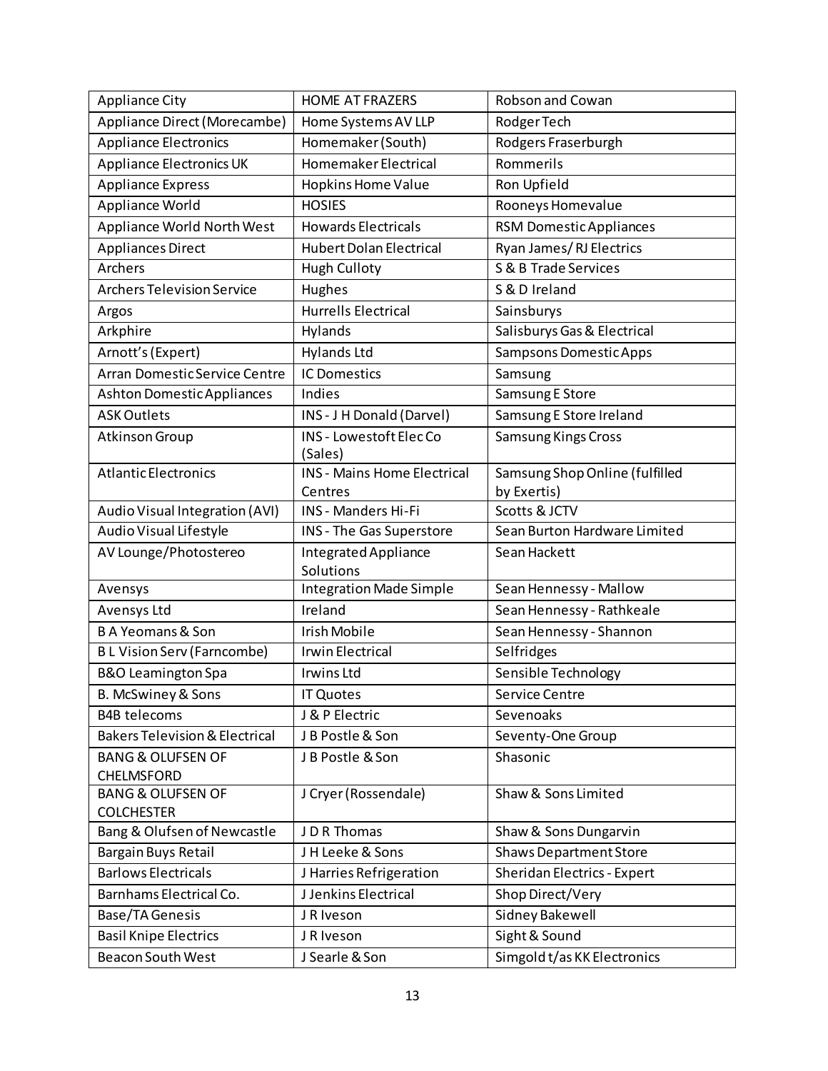| Appliance City | HOME AT FRAZERS | Robson and Cowan |
|---|---|---|
| Appliance Direct (Morecambe) | Home Systems AV LLP | Rodger Tech |
| Appliance Electronics | Homemaker (South) | Rodgers Fraserburgh |
| Appliance Electronics UK | Homemaker Electrical | Rommerils |
| Appliance Express | Hopkins Home Value | Ron Upfield |
| Appliance World | HOSIES | Rooneys Homevalue |
| Appliance World North West | Howards Electricals | RSM Domestic Appliances |
| Appliances Direct | Hubert Dolan Electrical | Ryan James/ RJ Electrics |
| Archers | Hugh Culloty | S & B Trade Services |
| Archers Television Service | Hughes | S & D Ireland |
| Argos | Hurrells Electrical | Sainsburys |
| Arkphire | Hylands | Salisburys Gas & Electrical |
| Arnott's (Expert) | Hylands Ltd | Sampsons Domestic Apps |
| Arran Domestic Service Centre | IC Domestics | Samsung |
| Ashton Domestic Appliances | Indies | Samsung E Store |
| ASK Outlets | INS - J H Donald (Darvel) | Samsung E Store Ireland |
| Atkinson Group | INS - Lowestoft Elec Co (Sales) | Samsung Kings Cross |
| Atlantic Electronics | INS - Mains Home Electrical Centres | Samsung Shop Online (fulfilled by Exertis) |
| Audio Visual Integration (AVI) | INS - Manders Hi-Fi | Scotts & JCTV |
| Audio Visual Lifestyle | INS - The Gas Superstore | Sean Burton Hardware Limited |
| AV Lounge/Photostereo | Integrated Appliance Solutions | Sean Hackett |
| Avensys | Integration Made Simple | Sean Hennessy - Mallow |
| Avensys Ltd | Ireland | Sean Hennessy - Rathkeale |
| B A Yeomans & Son | Irish Mobile | Sean Hennessy - Shannon |
| B L Vision Serv (Farncombe) | Irwin Electrical | Selfridges |
| B&O Leamington Spa | Irwins Ltd | Sensible Technology |
| B. McSwiney & Sons | IT Quotes | Service Centre |
| B4B telecoms | J & P Electric | Sevenoaks |
| Bakers Television & Electrical | J B Postle & Son | Seventy-One Group |
| BANG & OLUFSEN OF CHELMSFORD | J B Postle & Son | Shasonic |
| BANG & OLUFSEN OF COLCHESTER | J Cryer (Rossendale) | Shaw & Sons Limited |
| Bang & Olufsen of Newcastle | J D R Thomas | Shaw & Sons Dungarvin |
| Bargain Buys Retail | J H Leeke & Sons | Shaws Department Store |
| Barlows Electricals | J Harries Refrigeration | Sheridan Electrics - Expert |
| Barnhams Electrical Co. | J Jenkins Electrical | Shop Direct/Very |
| Base/TA Genesis | J R Iveson | Sidney Bakewell |
| Basil Knipe Electrics | J R Iveson | Sight & Sound |
| Beacon South West | J Searle & Son | Simgold t/as KK Electronics |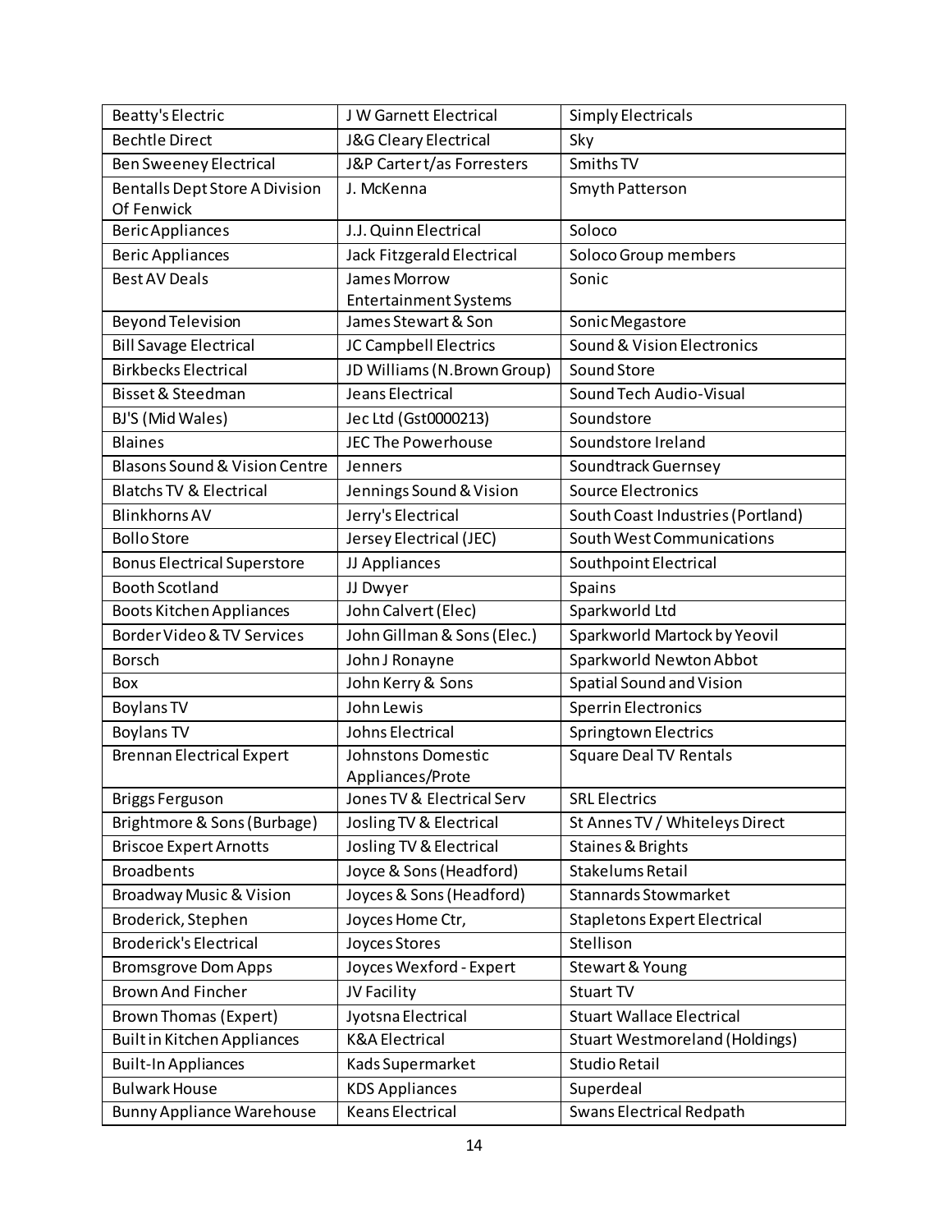| Beatty's Electric | J W Garnett Electrical | Simply Electricals |
|---|---|---|
| Bechtle Direct | J&G Cleary Electrical | Sky |
| Ben Sweeney Electrical | J&P Carter t/as Forresters | Smiths TV |
| Bentalls Dept Store A Division Of Fenwick | J. McKenna | Smyth Patterson |
| Beric Appliances | J.J. Quinn Electrical | Soloco |
| Beric Appliances | Jack Fitzgerald Electrical | Soloco Group members |
| Best AV Deals | James Morrow Entertainment Systems | Sonic |
| Beyond Television | James Stewart & Son | Sonic Megastore |
| Bill Savage Electrical | JC Campbell Electrics | Sound & Vision Electronics |
| Birkbecks Electrical | JD Williams (N.Brown Group) | Sound Store |
| Bisset & Steedman | Jeans Electrical | Sound Tech Audio-Visual |
| BJ'S (Mid Wales) | Jec Ltd (Gst0000213) | Soundstore |
| Blaines | JEC The Powerhouse | Soundstore Ireland |
| Blasons Sound & Vision Centre | Jenners | Soundtrack Guernsey |
| Blatchs TV & Electrical | Jennings Sound & Vision | Source Electronics |
| Blinkhorns AV | Jerry's Electrical | South Coast Industries (Portland) |
| Bollo Store | Jersey Electrical (JEC) | South West Communications |
| Bonus Electrical Superstore | JJ Appliances | Southpoint Electrical |
| Booth Scotland | JJ Dwyer | Spains |
| Boots Kitchen Appliances | John Calvert (Elec) | Sparkworld Ltd |
| Border Video & TV Services | John Gillman & Sons (Elec.) | Sparkworld Martock by Yeovil |
| Borsch | John J Ronayne | Sparkworld Newton Abbot |
| Box | John Kerry & Sons | Spatial Sound and Vision |
| Boylans TV | John Lewis | Sperrin Electronics |
| Boylans TV | Johns Electrical | Springtown Electrics |
| Brennan Electrical Expert | Johnstons Domestic Appliances/Prote | Square Deal TV Rentals |
| Briggs Ferguson | Jones TV & Electrical Serv | SRL Electrics |
| Brightmore & Sons (Burbage) | Josling TV & Electrical | St Annes TV / Whiteleys Direct |
| Briscoe Expert Arnotts | Josling TV & Electrical | Staines & Brights |
| Broadbents | Joyce & Sons (Headford) | Stakelums Retail |
| Broadway Music & Vision | Joyces & Sons (Headford) | Stannards Stowmarket |
| Broderick, Stephen | Joyces Home Ctr, | Stapletons Expert Electrical |
| Broderick's Electrical | Joyces Stores | Stellison |
| Bromsgrove Dom Apps | Joyces Wexford - Expert | Stewart & Young |
| Brown And Fincher | JV Facility | Stuart TV |
| Brown Thomas (Expert) | Jyotsna Electrical | Stuart Wallace Electrical |
| Built in Kitchen Appliances | K&A Electrical | Stuart Westmoreland (Holdings) |
| Built-In Appliances | Kads Supermarket | Studio Retail |
| Bulwark House | KDS Appliances | Superdeal |
| Bunny Appliance Warehouse | Keans Electrical | Swans Electrical Redpath |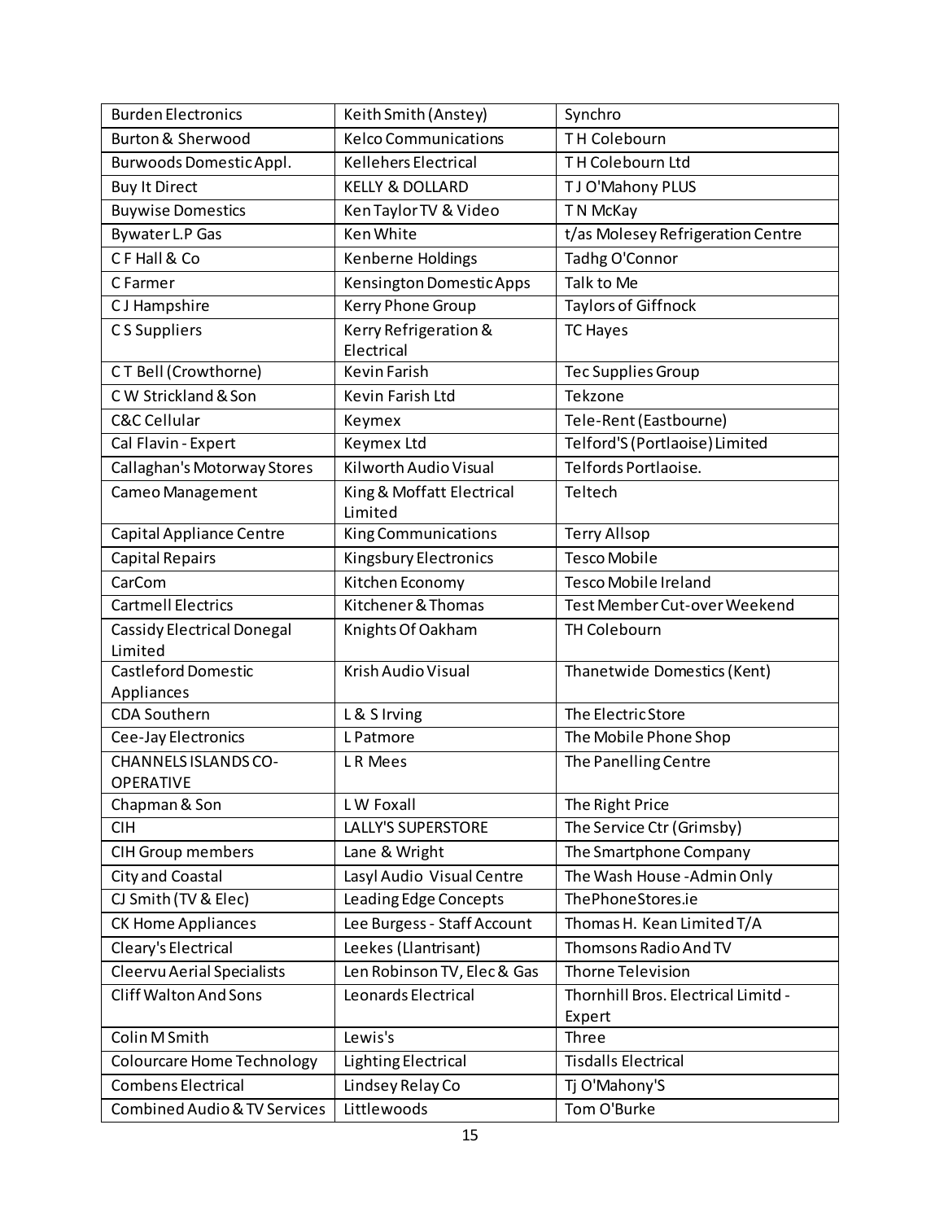| Burden Electronics | Keith Smith (Anstey) | Synchro |
| --- | --- | --- |
| Burton & Sherwood | Kelco Communications | T H Colebourn |
| Burwoods Domestic Appl. | Kellehers Electrical | T H Colebourn Ltd |
| Buy It Direct | KELLY & DOLLARD | T J O'Mahony PLUS |
| Buywise Domestics | Ken Taylor TV & Video | T N McKay |
| Bywater L.P Gas | Ken White | t/as Molesey Refrigeration Centre |
| C F Hall & Co | Kenberne Holdings | Tadhg O'Connor |
| C Farmer | Kensington Domestic Apps | Talk to Me |
| C J Hampshire | Kerry Phone Group | Taylors of Giffnock |
| C S Suppliers | Kerry Refrigeration & Electrical | TC Hayes |
| C T Bell (Crowthorne) | Kevin Farish | Tec Supplies Group |
| C W Strickland & Son | Kevin Farish Ltd | Tekzone |
| C&C Cellular | Keymex | Tele-Rent (Eastbourne) |
| Cal Flavin - Expert | Keymex Ltd | Telford'S (Portlaoise) Limited |
| Callaghan's Motorway Stores | Kilworth Audio Visual | Telfords Portlaoise. |
| Cameo Management | King & Moffatt Electrical Limited | Teltech |
| Capital Appliance Centre | King Communications | Terry Allsop |
| Capital Repairs | Kingsbury Electronics | Tesco Mobile |
| CarCom | Kitchen Economy | Tesco Mobile Ireland |
| Cartmell Electrics | Kitchener & Thomas | Test Member Cut-over Weekend |
| Cassidy Electrical Donegal Limited | Knights Of Oakham | TH Colebourn |
| Castleford Domestic Appliances | Krish Audio Visual | Thanetwide Domestics (Kent) |
| CDA Southern | L & S Irving | The Electric Store |
| Cee-Jay Electronics | L Patmore | The Mobile Phone Shop |
| CHANNELS ISLANDS CO-OPERATIVE | L R Mees | The Panelling Centre |
| Chapman & Son | L W Foxall | The Right Price |
| CIH | LALLY'S SUPERSTORE | The Service Ctr (Grimsby) |
| CIH Group members | Lane & Wright | The Smartphone Company |
| City and Coastal | Lasyl Audio Visual Centre | The Wash House -Admin Only |
| CJ Smith (TV & Elec) | Leading Edge Concepts | ThePhoneStores.ie |
| CK Home Appliances | Lee Burgess - Staff Account | Thomas H. Kean Limited T/A |
| Cleary's Electrical | Leekes (Llantrisant) | Thomsons Radio And TV |
| Cleervu Aerial Specialists | Len Robinson TV, Elec & Gas | Thorne Television |
| Cliff Walton And Sons | Leonards Electrical | Thornhill Bros. Electrical Limitd - Expert |
| Colin M Smith | Lewis's | Three |
| Colourcare Home Technology | Lighting Electrical | Tisdalls Electrical |
| Combens Electrical | Lindsey Relay Co | Tj O'Mahony'S |
| Combined Audio & TV Services | Littlewoods | Tom O'Burke |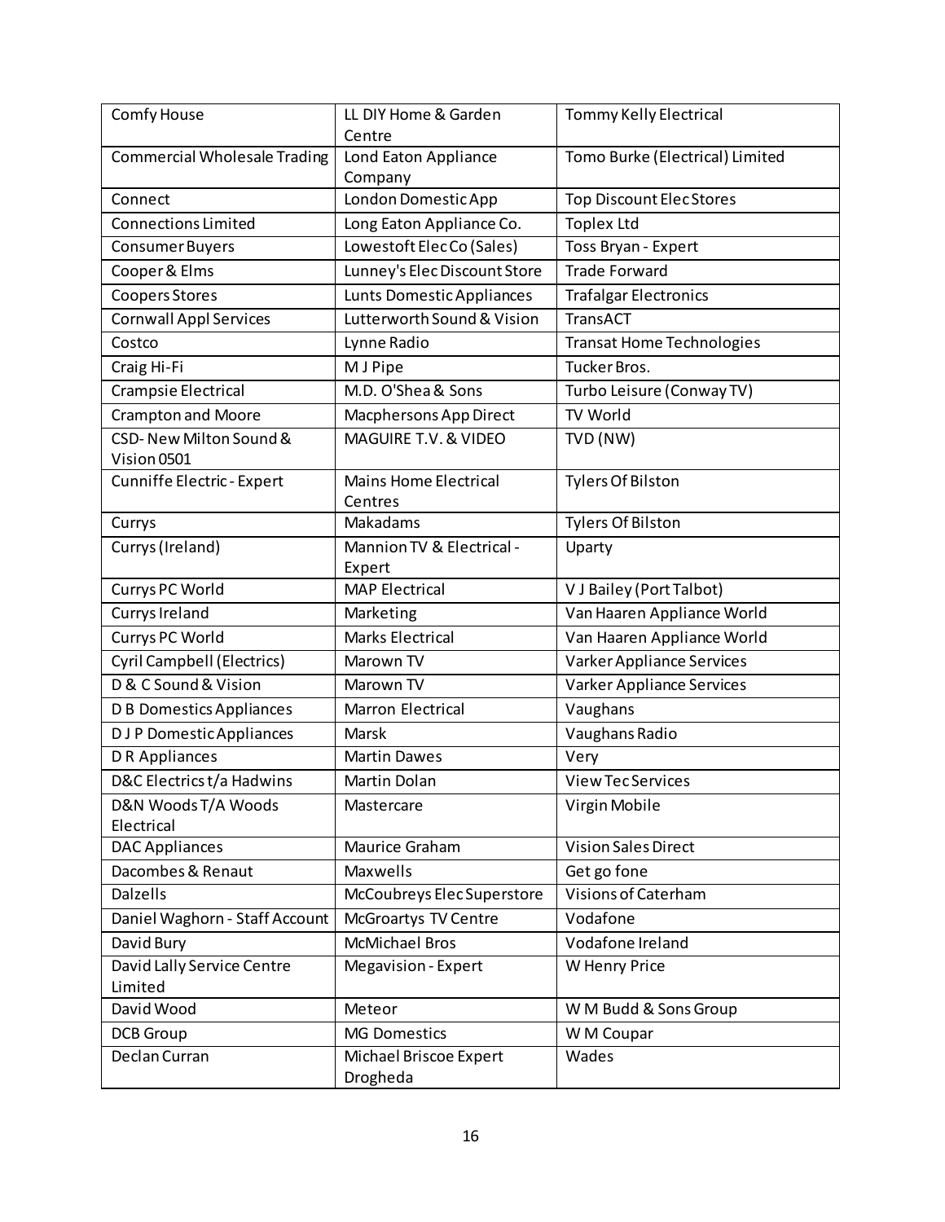| | | |
|---|---|---|
| Comfy House | LL DIY Home & Garden Centre | Tommy Kelly Electrical |
| Commercial Wholesale Trading | Lond Eaton Appliance Company | Tomo Burke (Electrical) Limited |
| Connect | London Domestic App | Top Discount Elec Stores |
| Connections Limited | Long Eaton Appliance Co. | Toplex Ltd |
| Consumer Buyers | Lowestoft Elec Co (Sales) | Toss Bryan - Expert |
| Cooper & Elms | Lunney's Elec Discount Store | Trade Forward |
| Coopers Stores | Lunts Domestic Appliances | Trafalgar Electronics |
| Cornwall Appl Services | Lutterworth Sound & Vision | TransACT |
| Costco | Lynne Radio | Transat Home Technologies |
| Craig Hi-Fi | M J Pipe | Tucker Bros. |
| Crampsie Electrical | M.D. O'Shea & Sons | Turbo Leisure (Conway TV) |
| Crampton and Moore | Macphersons App Direct | TV World |
| CSD- New Milton Sound & Vision 0501 | MAGUIRE T.V. & VIDEO | TVD (NW) |
| Cunniffe Electric - Expert | Mains Home Electrical Centres | Tylers Of Bilston |
| Currys | Makadams | Tylers Of Bilston |
| Currys (Ireland) | Mannion TV & Electrical - Expert | Uparty |
| Currys PC World | MAP Electrical | V J Bailey (Port Talbot) |
| Currys Ireland | Marketing | Van Haaren Appliance World |
| Currys PC World | Marks Electrical | Van Haaren Appliance World |
| Cyril Campbell (Electrics) | Marown TV | Varker Appliance Services |
| D & C Sound & Vision | Marown TV | Varker Appliance Services |
| D B Domestics Appliances | Marron Electrical | Vaughans |
| D J P Domestic Appliances | Marsk | Vaughans Radio |
| D R Appliances | Martin Dawes | Very |
| D&C Electrics t/a Hadwins | Martin Dolan | View Tec Services |
| D&N Woods T/A Woods Electrical | Mastercare | Virgin Mobile |
| DAC Appliances | Maurice Graham | Vision Sales Direct |
| Dacombes & Renaut | Maxwells | Get go fone |
| Dalzells | McCoubreys Elec Superstore | Visions of Caterham |
| Daniel Waghorn - Staff Account | McGroartys TV Centre | Vodafone |
| David Bury | McMichael Bros | Vodafone Ireland |
| David Lally Service Centre Limited | Megavision - Expert | W Henry Price |
| David Wood | Meteor | W M Budd & Sons Group |
| DCB Group | MG Domestics | W M Coupar |
| Declan Curran | Michael Briscoe Expert Drogheda | Wades |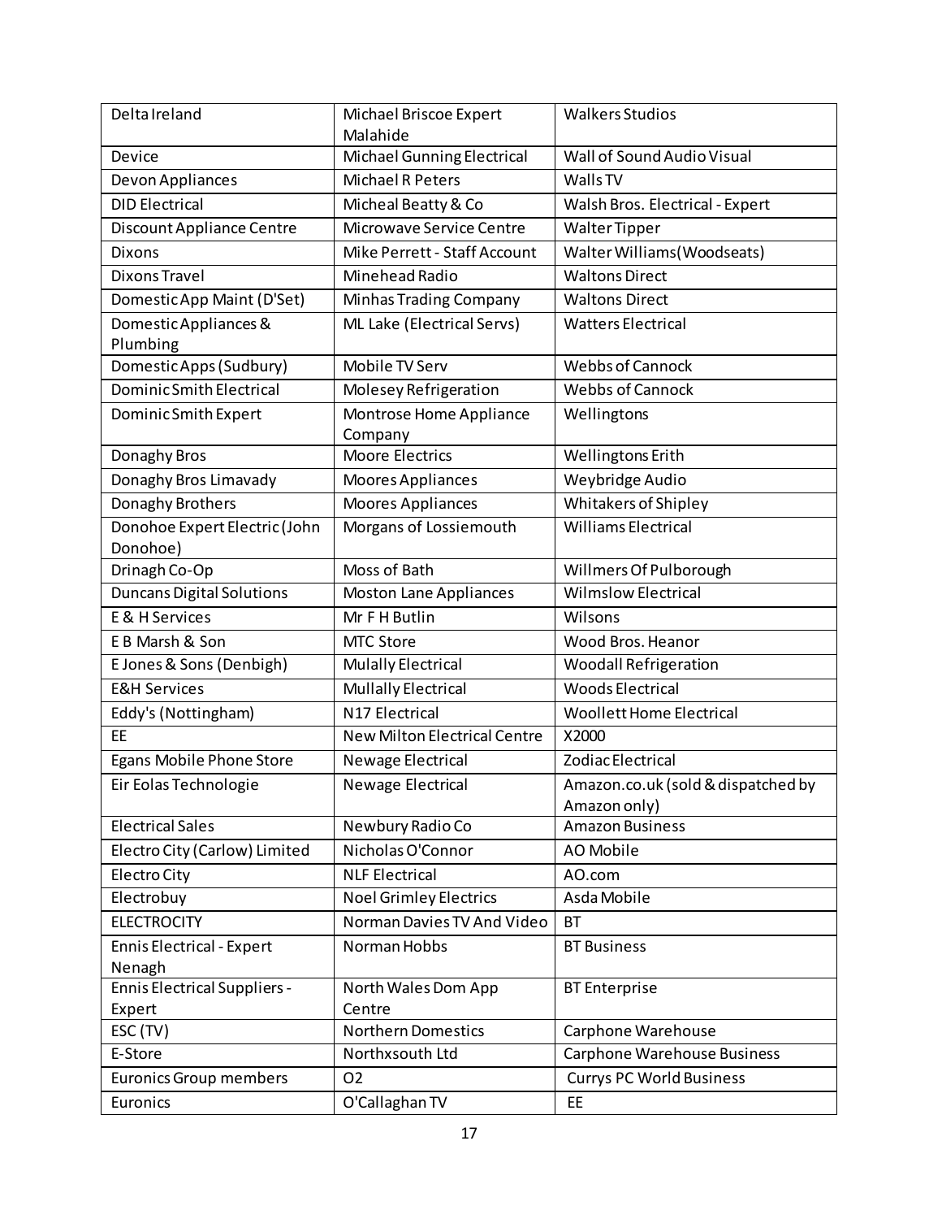| Delta Ireland | Michael Briscoe Expert Malahide | Walkers Studios |
|---|---|---|
| Device | Michael Gunning Electrical | Wall of Sound Audio Visual |
| Devon Appliances | Michael R Peters | Walls TV |
| DID Electrical | Micheal Beatty & Co | Walsh Bros. Electrical - Expert |
| Discount Appliance Centre | Microwave Service Centre | Walter Tipper |
| Dixons | Mike Perrett - Staff Account | Walter Williams(Woodseats) |
| Dixons Travel | Minehead Radio | Waltons Direct |
| Domestic App Maint (D'Set) | Minhas Trading Company | Waltons Direct |
| Domestic Appliances & Plumbing | ML Lake (Electrical Servs) | Watters Electrical |
| Domestic Apps (Sudbury) | Mobile TV Serv | Webbs of Cannock |
| Dominic Smith Electrical | Molesey Refrigeration | Webbs of Cannock |
| Dominic Smith Expert | Montrose Home Appliance Company | Wellingtons |
| Donaghy Bros | Moore Electrics | Wellingtons Erith |
| Donaghy Bros Limavady | Moores Appliances | Weybridge Audio |
| Donaghy Brothers | Moores Appliances | Whitakers of Shipley |
| Donohoe Expert Electric (John Donohoe) | Morgans of Lossiemouth | Williams Electrical |
| Drinagh Co-Op | Moss of Bath | Willmers Of Pulborough |
| Duncans Digital Solutions | Moston Lane Appliances | Wilmslow Electrical |
| E & H Services | Mr F H Butlin | Wilsons |
| E B Marsh & Son | MTC Store | Wood Bros. Heanor |
| E Jones & Sons (Denbigh) | Mulally Electrical | Woodall Refrigeration |
| E&H Services | Mullally Electrical | Woods Electrical |
| Eddy's (Nottingham) | N17 Electrical | Woollett Home Electrical |
| EE | New Milton Electrical Centre | X2000 |
| Egans Mobile Phone Store | Newage Electrical | Zodiac Electrical |
| Eir Eolas Technologie | Newage Electrical | Amazon.co.uk (sold & dispatched by Amazon only) |
| Electrical Sales | Newbury Radio Co | Amazon Business |
| Electro City (Carlow) Limited | Nicholas O'Connor | AO Mobile |
| Electro City | NLF Electrical | AO.com |
| Electrobuy | Noel Grimley Electrics | Asda Mobile |
| ELECTROCITY | Norman Davies TV And Video | BT |
| Ennis Electrical - Expert Nenagh | Norman Hobbs | BT Business |
| Ennis Electrical Suppliers - Expert | North Wales Dom App Centre | BT Enterprise |
| ESC (TV) | Northern Domestics | Carphone Warehouse |
| E-Store | Northxsouth Ltd | Carphone Warehouse Business |
| Euronics Group members | O2 | Currys PC World Business |
| Euronics | O'Callaghan TV | EE |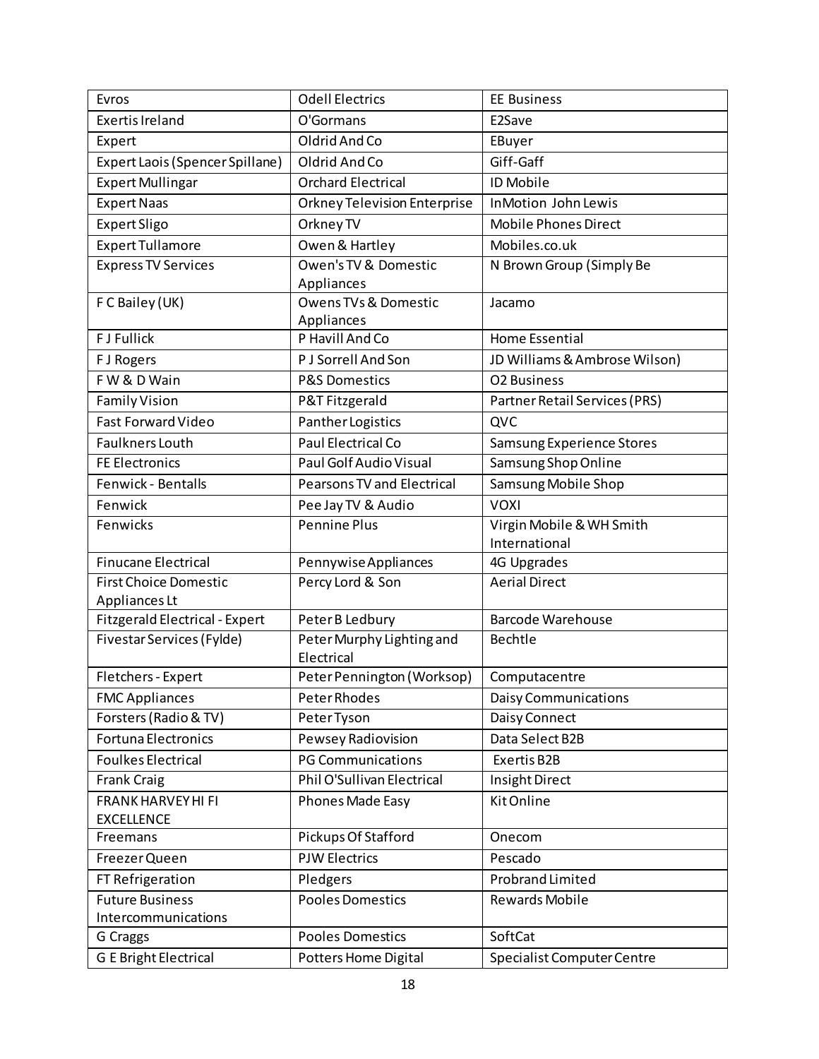| Evros | Odell Electrics | EE Business |
|---|---|---|
| Exertis Ireland | O'Gormans | E2Save |
| Expert | Oldrid And Co | EBuyer |
| Expert Laois (Spencer Spillane) | Oldrid And Co | Giff-Gaff |
| Expert Mullingar | Orchard Electrical | ID Mobile |
| Expert Naas | Orkney Television Enterprise | InMotion John Lewis |
| Expert Sligo | Orkney TV | Mobile Phones Direct |
| Expert Tullamore | Owen & Hartley | Mobiles.co.uk |
| Express TV Services | Owen's TV & Domestic Appliances | N Brown Group (Simply Be |
| F C Bailey (UK) | Owens TVs & Domestic Appliances | Jacamo |
| F J Fullick | P Havill And Co | Home Essential |
| F J Rogers | P J Sorrell And Son | JD Williams & Ambrose Wilson) |
| F W & D Wain | P&S Domestics | O2 Business |
| Family Vision | P&T Fitzgerald | Partner Retail Services (PRS) |
| Fast Forward Video | Panther Logistics | QVC |
| Faulkners Louth | Paul Electrical Co | Samsung Experience Stores |
| FE Electronics | Paul Golf Audio Visual | Samsung Shop Online |
| Fenwick - Bentalls | Pearsons TV and Electrical | Samsung Mobile Shop |
| Fenwick | Pee Jay TV & Audio | VOXI |
| Fenwicks | Pennine Plus | Virgin Mobile & WH Smith International |
| Finucane Electrical | Pennywise Appliances | 4G Upgrades |
| First Choice Domestic Appliances Lt | Percy Lord & Son | Aerial Direct |
| Fitzgerald Electrical - Expert | Peter B Ledbury | Barcode Warehouse |
| Fivestar Services (Fylde) | Peter Murphy Lighting and Electrical | Bechtle |
| Fletchers - Expert | Peter Pennington (Worksop) | Computacentre |
| FMC Appliances | Peter Rhodes | Daisy Communications |
| Forsters (Radio & TV) | Peter Tyson | Daisy Connect |
| Fortuna Electronics | Pewsey Radiovision | Data Select B2B |
| Foulkes Electrical | PG Communications | Exertis B2B |
| Frank Craig | Phil O'Sullivan Electrical | Insight Direct |
| FRANK HARVEY HI FI EXCELLENCE | Phones Made Easy | Kit Online |
| Freemans | Pickups Of Stafford | Onecom |
| Freezer Queen | PJW Electrics | Pescado |
| FT Refrigeration | Pledgers | Probrand Limited |
| Future Business Intercommunications | Pooles Domestics | Rewards Mobile |
| G Craggs | Pooles Domestics | SoftCat |
| G E Bright Electrical | Potters Home Digital | Specialist Computer Centre |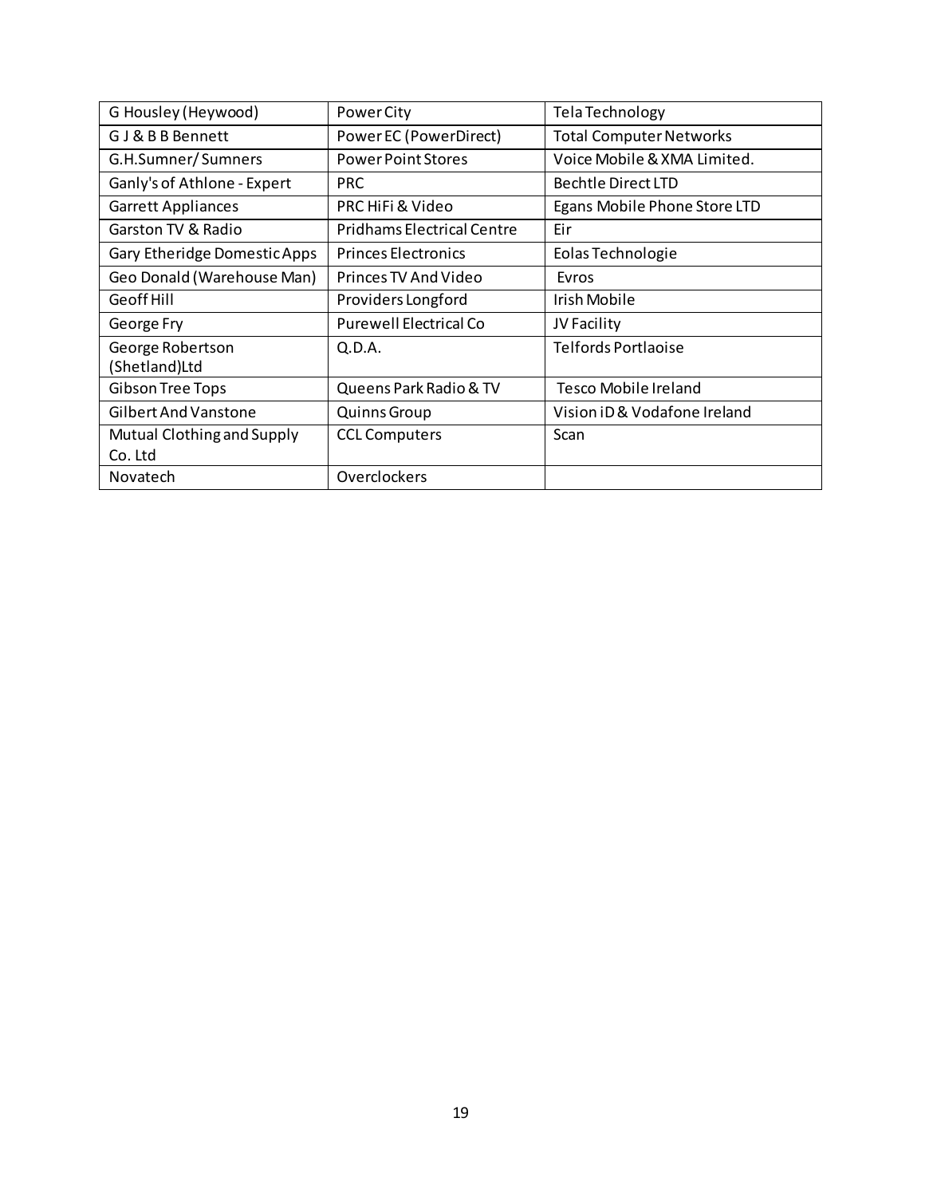| | | |
|---|---|---|
| G Housley (Heywood) | Power City | Tela Technology |
| G J & B B Bennett | Power EC (PowerDirect) | Total Computer Networks |
| G.H.Sumner/ Sumners | Power Point Stores | Voice Mobile & XMA Limited. |
| Ganly's of Athlone - Expert | PRC | Bechtle Direct LTD |
| Garrett Appliances | PRC HiFi & Video | Egans Mobile Phone Store LTD |
| Garston TV & Radio | Pridhams Electrical Centre | Eir |
| Gary Etheridge Domestic Apps | Princes Electronics | Eolas Technologie |
| Geo Donald (Warehouse Man) | Princes TV And Video | Evros |
| Geoff Hill | Providers Longford | Irish Mobile |
| George Fry | Purewell Electrical Co | JV Facility |
| George Robertson (Shetland)Ltd | Q.D.A. | Telfords Portlaoise |
| Gibson Tree Tops | Queens Park Radio & TV | Tesco Mobile Ireland |
| Gilbert And Vanstone | Quinns Group | Vision iD & Vodafone Ireland |
| Mutual Clothing and Supply Co. Ltd | CCL Computers | Scan |
| Novatech | Overclockers | |